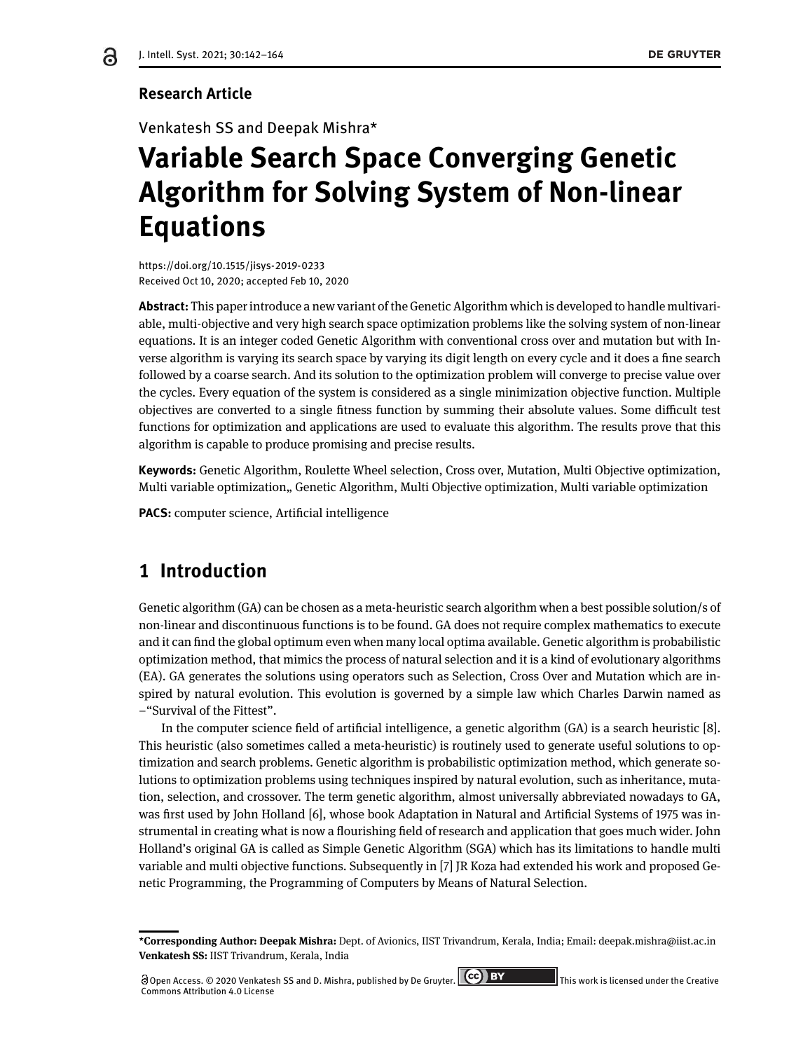**Research Article**

Venkatesh SS and Deepak Mishra*

# Variable Search Space Converging Genetic Algorithm for Solving System of Non-linear Equations

https://doi.org/10.1515/jisys-2019-0233
Received Oct 10, 2020; accepted Feb 10, 2020

**Abstract:** This paper introduce a new variant of the Genetic Algorithm which is developed to handle multivariable, multi-objective and very high search space optimization problems like the solving system of non-linear equations. It is an integer coded Genetic Algorithm with conventional cross over and mutation but with Inverse algorithm is varying its search space by varying its digit length on every cycle and it does a fine search followed by a coarse search. And its solution to the optimization problem will converge to precise value over the cycles. Every equation of the system is considered as a single minimization objective function. Multiple objectives are converted to a single fitness function by summing their absolute values. Some difficult test functions for optimization and applications are used to evaluate this algorithm. The results prove that this algorithm is capable to produce promising and precise results.

**Keywords:** Genetic Algorithm, Roulette Wheel selection, Cross over, Mutation, Multi Objective optimization, Multi variable optimization,, Genetic Algorithm, Multi Objective optimization, Multi variable optimization

**PACS:** computer science, Artificial intelligence

## 1 Introduction

Genetic algorithm (GA) can be chosen as a meta-heuristic search algorithm when a best possible solution/s of non-linear and discontinuous functions is to be found. GA does not require complex mathematics to execute and it can find the global optimum even when many local optima available. Genetic algorithm is probabilistic optimization method, that mimics the process of natural selection and it is a kind of evolutionary algorithms (EA). GA generates the solutions using operators such as Selection, Cross Over and Mutation which are inspired by natural evolution. This evolution is governed by a simple law which Charles Darwin named as –"Survival of the Fittest".

In the computer science field of artificial intelligence, a genetic algorithm (GA) is a search heuristic [8]. This heuristic (also sometimes called a meta-heuristic) is routinely used to generate useful solutions to optimization and search problems. Genetic algorithm is probabilistic optimization method, which generate solutions to optimization problems using techniques inspired by natural evolution, such as inheritance, mutation, selection, and crossover. The term genetic algorithm, almost universally abbreviated nowadays to GA, was first used by John Holland [6], whose book Adaptation in Natural and Artificial Systems of 1975 was instrumental in creating what is now a flourishing field of research and application that goes much wider. John Holland's original GA is called as Simple Genetic Algorithm (SGA) which has its limitations to handle multi variable and multi objective functions. Subsequently in [7] JR Koza had extended his work and proposed Genetic Programming, the Programming of Computers by Means of Natural Selection.

---

***Corresponding Author: Deepak Mishra:** Dept. of Avionics, IIST Trivandrum, Kerala, India; Email: deepak.mishra@iist.ac.in
**Venkatesh SS:** IIST Trivandrum, Kerala, India

Open Access. © 2020 Venkatesh SS and D. Mishra, published by De Gruyter. This work is licensed under the Creative Commons Attribution 4.0 License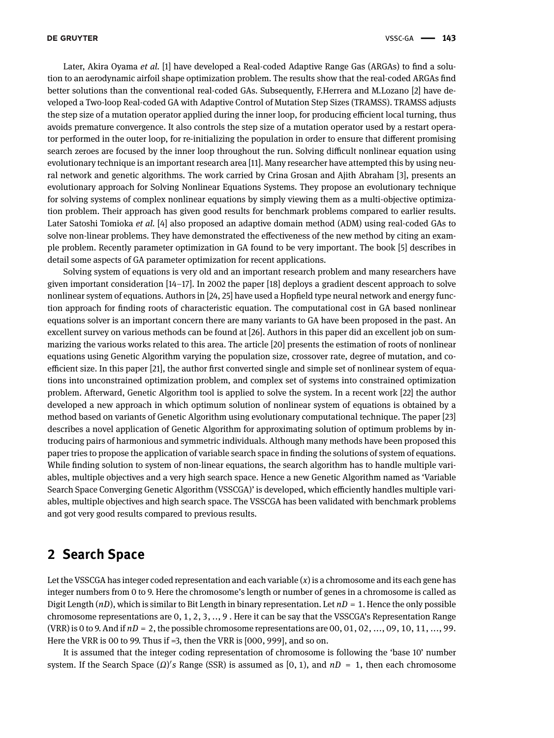Later, Akira Oyama *et al.* [1] have developed a Real-coded Adaptive Range Gas (ARGAs) to find a solution to an aerodynamic airfoil shape optimization problem. The results show that the real-coded ARGAs find better solutions than the conventional real-coded GAs. Subsequently, F.Herrera and M.Lozano [2] have developed a Two-loop Real-coded GA with Adaptive Control of Mutation Step Sizes (TRAMSS). TRAMSS adjusts the step size of a mutation operator applied during the inner loop, for producing efficient local turning, thus avoids premature convergence. It also controls the step size of a mutation operator used by a restart operator performed in the outer loop, for re-initializing the population in order to ensure that different promising search zeroes are focused by the inner loop throughout the run. Solving difficult nonlinear equation using evolutionary technique is an important research area [11]. Many researcher have attempted this by using neural network and genetic algorithms. The work carried by Crina Grosan and Ajith Abraham [3], presents an evolutionary approach for Solving Nonlinear Equations Systems. They propose an evolutionary technique for solving systems of complex nonlinear equations by simply viewing them as a multi-objective optimization problem. Their approach has given good results for benchmark problems compared to earlier results. Later Satoshi Tomioka *et al.* [4] also proposed an adaptive domain method (ADM) using real-coded GAs to solve non-linear problems. They have demonstrated the effectiveness of the new method by citing an example problem. Recently parameter optimization in GA found to be very important. The book [5] describes in detail some aspects of GA parameter optimization for recent applications.

Solving system of equations is very old and an important research problem and many researchers have given important consideration [14–17]. In 2002 the paper [18] deploys a gradient descent approach to solve nonlinear system of equations. Authors in [24, 25] have used a Hopfield type neural network and energy function approach for finding roots of characteristic equation. The computational cost in GA based nonlinear equations solver is an important concern there are many variants to GA have been proposed in the past. An excellent survey on various methods can be found at [26]. Authors in this paper did an excellent job on summarizing the various works related to this area. The article [20] presents the estimation of roots of nonlinear equations using Genetic Algorithm varying the population size, crossover rate, degree of mutation, and coefficient size. In this paper [21], the author first converted single and simple set of nonlinear system of equations into unconstrained optimization problem, and complex set of systems into constrained optimization problem. Afterward, Genetic Algorithm tool is applied to solve the system. In a recent work [22] the author developed a new approach in which optimum solution of nonlinear system of equations is obtained by a method based on variants of Genetic Algorithm using evolutionary computational technique. The paper [23] describes a novel application of Genetic Algorithm for approximating solution of optimum problems by introducing pairs of harmonious and symmetric individuals. Although many methods have been proposed this paper tries to propose the application of variable search space in finding the solutions of system of equations. While finding solution to system of non-linear equations, the search algorithm has to handle multiple variables, multiple objectives and a very high search space. Hence a new Genetic Algorithm named as 'Variable Search Space Converging Genetic Algorithm (VSSCGA)' is developed, which efficiently handles multiple variables, multiple objectives and high search space. The VSSCGA has been validated with benchmark problems and got very good results compared to previous results.

## 2 Search Space

Let the VSSCGA has integer coded representation and each variable ($x$) is a chromosome and its each gene has integer numbers from 0 to 9. Here the chromosome's length or number of genes in a chromosome is called as Digit Length ($nD$), which is similar to Bit Length in binary representation. Let $nD = 1$. Hence the only possible chromosome representations are $0, 1, 2, 3, .., 9$ . Here it can be say that the VSSCGA's Representation Range (VRR) is 0 to 9. And if $nD = 2$, the possible chromosome representations are $00, 01, 02, \ldots, 09, 10, 11, \ldots, 99$. Here the VRR is 00 to 99. Thus if =3, then the VRR is $[000, 999]$, and so on.

It is assumed that the integer coding representation of chromosome is following the 'base 10' number system. If the Search Space $(\Omega)'s$ Range (SSR) is assumed as $[0, 1)$, and $nD = 1$, then each chromosome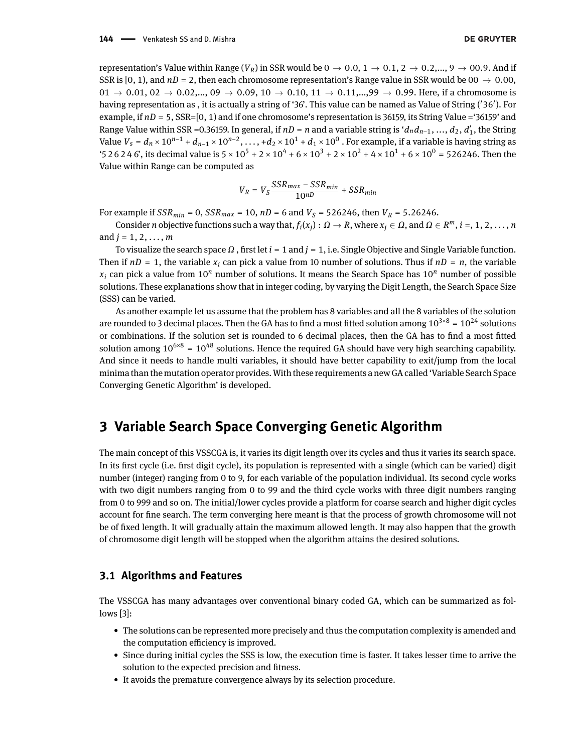representation's Value within Range ($V_R$) in SSR would be 0 $\rightarrow$ 0.0, 1 $\rightarrow$ 0.1, 2 $\rightarrow$ 0.2,..., 9 $\rightarrow$ 00.9. And if SSR is [0, 1), and $nD$ = 2, then each chromosome representation's Range value in SSR would be 00 $\rightarrow$ 0.00, 01 $\rightarrow$ 0.01, 02 $\rightarrow$ 0.02,..., 09 $\rightarrow$ 0.09, 10 $\rightarrow$ 0.10, 11 $\rightarrow$ 0.11,...,99 $\rightarrow$ 0.99. Here, if a chromosome is having representation as , it is actually a string of '36'. This value can be named as Value of String ('36'). For example, if $nD$ = 5, SSR=[0, 1) and if one chromosome's representation is 36159, its String Value ='36159' and Range Value within SSR =0.36159. In general, if $nD = n$ and a variable string is '$d_n d_{n-1}, \ldots, d_2, d_1'$, the String Value $V_s = d_n \times 10^{n-1} + d_{n-1} \times 10^{n-2}, \ldots, +d_2 \times 10^1 + d_1 \times 10^0$ . For example, if a variable is having string as '5 2 6 2 4 6', its decimal value is $5 \times 10^5 + 2 \times 10^4 + 6 \times 10^3 + 2 \times 10^2 + 4 \times 10^1 + 6 \times 10^0 = 526246$. Then the Value within Range can be computed as

$$V_R = V_S \frac{SSR_{max} - SSR_{min}}{10^{nD}} + SSR_{min}$$

For example if $SSR_{min} = 0$, $SSR_{max} = 10$, $nD = 6$ and $V_S = 526246$, then $V_R = 5.26246$.

Consider $n$ objective functions such a way that, $f_i(x_j) : \Omega \rightarrow R$, where $x_j \in \Omega$, and $\Omega \in R^m$, $i = , 1, 2, \ldots, n$ and $j = 1, 2, \ldots, m$

To visualize the search space $\Omega$ , first let $i = 1$ and $j = 1$, i.e. Single Objective and Single Variable function. Then if $nD = 1$, the variable $x_i$ can pick a value from 10 number of solutions. Thus if $nD = n$, the variable $x_i$ can pick a value from $10^n$ number of solutions. It means the Search Space has $10^n$ number of possible solutions. These explanations show that in integer coding, by varying the Digit Length, the Search Space Size (SSS) can be varied.

As another example let us assume that the problem has 8 variables and all the 8 variables of the solution are rounded to 3 decimal places. Then the GA has to find a most fitted solution among $10^{3\times8} = 10^{24}$ solutions or combinations. If the solution set is rounded to 6 decimal places, then the GA has to find a most fitted solution among $10^{6\times8} = 10^{48}$ solutions. Hence the required GA should have very high searching capability. And since it needs to handle multi variables, it should have better capability to exit/jump from the local minima than the mutation operator provides. With these requirements a new GA called 'Variable Search Space Converging Genetic Algorithm' is developed.

## 3 Variable Search Space Converging Genetic Algorithm

The main concept of this VSSCGA is, it varies its digit length over its cycles and thus it varies its search space. In its first cycle (i.e. first digit cycle), its population is represented with a single (which can be varied) digit number (integer) ranging from 0 to 9, for each variable of the population individual. Its second cycle works with two digit numbers ranging from 0 to 99 and the third cycle works with three digit numbers ranging from 0 to 999 and so on. The initial/lower cycles provide a platform for coarse search and higher digit cycles account for fine search. The term converging here meant is that the process of growth chromosome will not be of fixed length. It will gradually attain the maximum allowed length. It may also happen that the growth of chromosome digit length will be stopped when the algorithm attains the desired solutions.

### 3.1 Algorithms and Features

The VSSCGA has many advantages over conventional binary coded GA, which can be summarized as follows [3]:

- The solutions can be represented more precisely and thus the computation complexity is amended and the computation efficiency is improved.
- Since during initial cycles the SSS is low, the execution time is faster. It takes lesser time to arrive the solution to the expected precision and fitness.
- It avoids the premature convergence always by its selection procedure.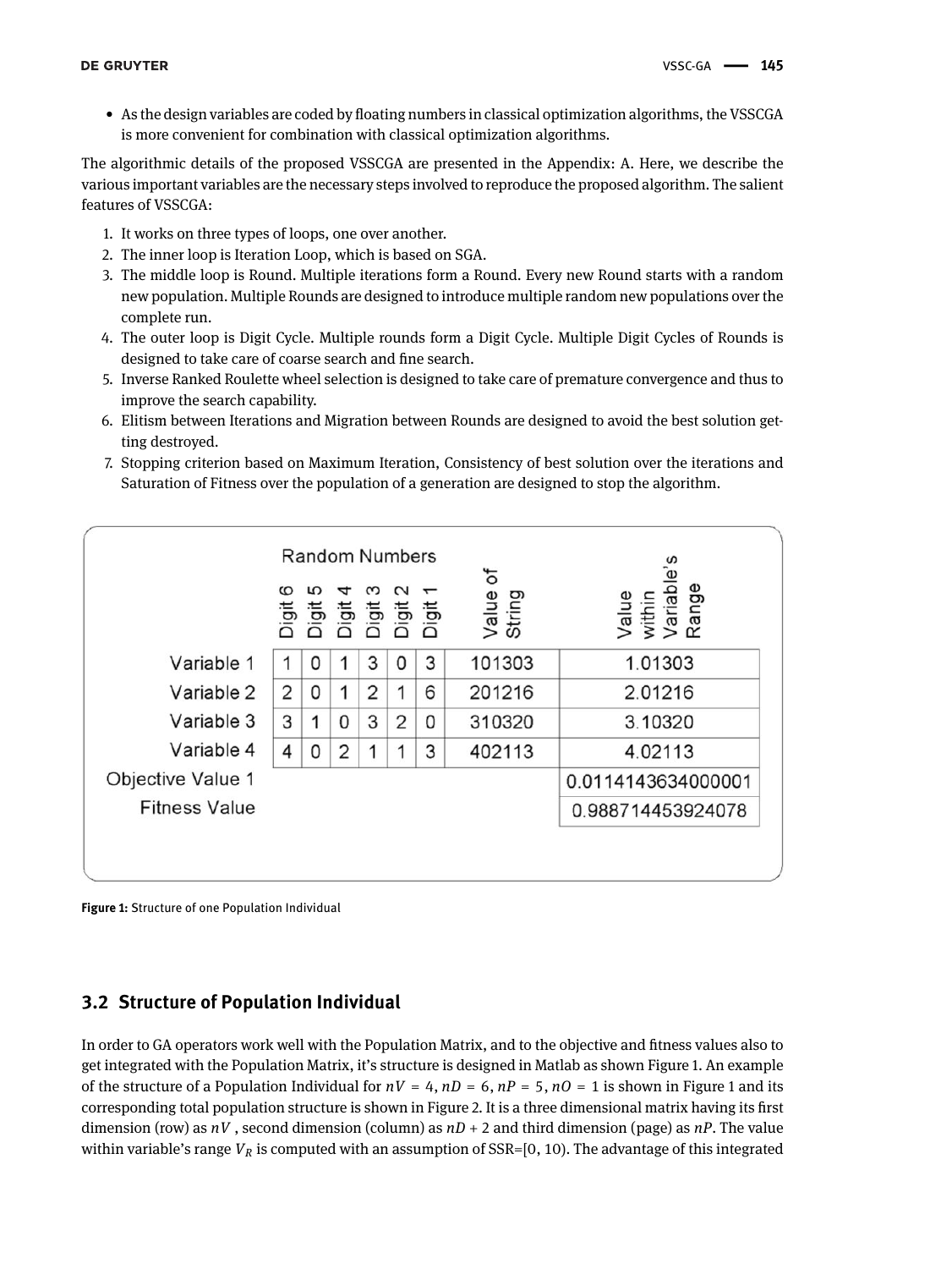- As the design variables are coded by floating numbers in classical optimization algorithms, the VSSCGA is more convenient for combination with classical optimization algorithms.

The algorithmic details of the proposed VSSCGA are presented in the Appendix: A. Here, we describe the various important variables are the necessary steps involved to reproduce the proposed algorithm. The salient features of VSSCGA:

1. It works on three types of loops, one over another.
2. The inner loop is Iteration Loop, which is based on SGA.
3. The middle loop is Round. Multiple iterations form a Round. Every new Round starts with a random new population. Multiple Rounds are designed to introduce multiple random new populations over the complete run.
4. The outer loop is Digit Cycle. Multiple rounds form a Digit Cycle. Multiple Digit Cycles of Rounds is designed to take care of coarse search and fine search.
5. Inverse Ranked Roulette wheel selection is designed to take care of premature convergence and thus to improve the search capability.
6. Elitism between Iterations and Migration between Rounds are designed to avoid the best solution getting destroyed.
7. Stopping criterion based on Maximum Iteration, Consistency of best solution over the iterations and Saturation of Fitness over the population of a generation are designed to stop the algorithm.

| | Random Numbers | | | | | | | |
|---|---|---|---|---|---|---|---|---|
| | Digit 6 | Digit 5 | Digit 4 | Digit 3 | Digit 2 | Digit 1 | Value of String | Value within Variable's Range |
| Variable 1 | 1 | 0 | 1 | 3 | 0 | 3 | 101303 | 1.01303 |
| Variable 2 | 2 | 0 | 1 | 2 | 1 | 6 | 201216 | 2.01216 |
| Variable 3 | 3 | 1 | 0 | 3 | 2 | 0 | 310320 | 3.10320 |
| Variable 4 | 4 | 0 | 2 | 1 | 1 | 3 | 402113 | 4.02113 |
| Objective Value 1 | | | | | | | | 0.0114143634000001 |
| Fitness Value | | | | | | | | 0.988714453924078 |

**Figure 1:** Structure of one Population Individual

## 3.2 Structure of Population Individual

In order to GA operators work well with the Population Matrix, and to the objective and fitness values also to get integrated with the Population Matrix, it's structure is designed in Matlab as shown Figure 1. An example of the structure of a Population Individual for $nV = 4, nD = 6, nP = 5, nO = 1$ is shown in Figure 1 and its corresponding total population structure is shown in Figure 2. It is a three dimensional matrix having its first dimension (row) as $nV$, second dimension (column) as $nD + 2$ and third dimension (page) as $nP$. The value within variable's range $V_R$ is computed with an assumption of SSR=[0, 10). The advantage of this integrated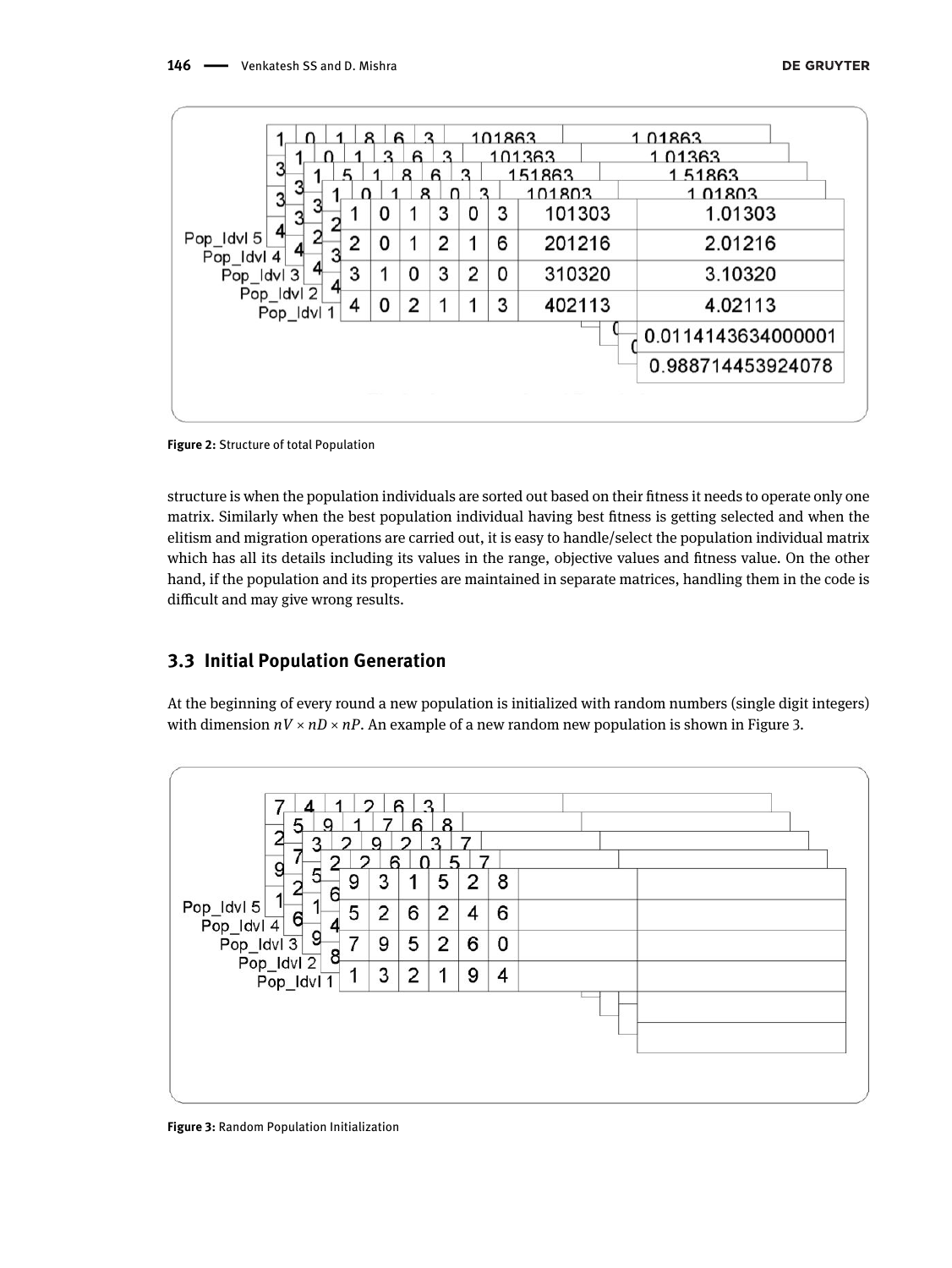Figure 2: Structure of total Population

structure is when the population individuals are sorted out based on their fitness it needs to operate only one matrix. Similarly when the best population individual having best fitness is getting selected and when the elitism and migration operations are carried out, it is easy to handle/select the population individual matrix which has all its details including its values in the range, objective values and fitness value. On the other hand, if the population and its properties are maintained in separate matrices, handling them in the code is difficult and may give wrong results.

### 3.3 Initial Population Generation

At the beginning of every round a new population is initialized with random numbers (single digit integers) with dimension $nV \times nD \times nP$. An example of a new random new population is shown in Figure 3.

Figure 3: Random Population Initialization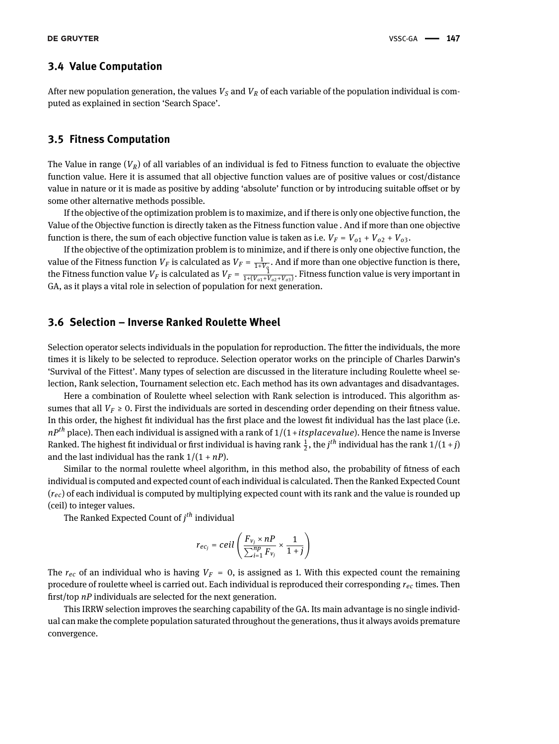## 3.4 Value Computation

After new population generation, the values $V_S$ and $V_R$ of each variable of the population individual is computed as explained in section 'Search Space'.

## 3.5 Fitness Computation

The Value in range ($V_R$) of all variables of an individual is fed to Fitness function to evaluate the objective function value. Here it is assumed that all objective function values are of positive values or cost/distance value in nature or it is made as positive by adding 'absolute' function or by introducing suitable offset or by some other alternative methods possible.

If the objective of the optimization problem is to maximize, and if there is only one objective function, the Value of the Objective function is directly taken as the Fitness function value . And if more than one objective function is there, the sum of each objective function value is taken as i.e. $V_F = V_{o1} + V_{o2} + V_{o3}$.

If the objective of the optimization problem is to minimize, and if there is only one objective function, the value of the Fitness function $V_F$ is calculated as $V_F = \frac{1}{1+V_o}$. And if more than one objective function is there, the Fitness function value $V_F$ is calculated as $V_F = \frac{1}{1+(V_{o1}+V_{o2}+V_{o3})}$. Fitness function value is very important in GA, as it plays a vital role in selection of population for next generation.

## 3.6 Selection – Inverse Ranked Roulette Wheel

Selection operator selects individuals in the population for reproduction. The fitter the individuals, the more times it is likely to be selected to reproduce. Selection operator works on the principle of Charles Darwin's 'Survival of the Fittest'. Many types of selection are discussed in the literature including Roulette wheel selection, Rank selection, Tournament selection etc. Each method has its own advantages and disadvantages.

Here a combination of Roulette wheel selection with Rank selection is introduced. This algorithm assumes that all $V_F \geq 0$. First the individuals are sorted in descending order depending on their fitness value. In this order, the highest fit individual has the first place and the lowest fit individual has the last place (i.e. $nP^{th}$ place). Then each individual is assigned with a rank of $1/(1+itsplacevalue)$. Hence the name is Inverse Ranked. The highest fit individual or first individual is having rank $\frac{1}{2}$, the $j^{th}$ individual has the rank $1/(1+j)$ and the last individual has the rank $1/(1+nP)$.

Similar to the normal roulette wheel algorithm, in this method also, the probability of fitness of each individual is computed and expected count of each individual is calculated. Then the Ranked Expected Count ($r_{ec}$) of each individual is computed by multiplying expected count with its rank and the value is rounded up (ceil) to integer values.

The Ranked Expected Count of $j^{th}$ individual

$$r_{ec_j} = ceil\left(\frac{F_{v_j} \times nP}{\sum_{i=1}^{np} F_{v_i}} \times \frac{1}{1+j}\right)$$

The $r_{ec}$ of an individual who is having $V_F = 0$, is assigned as 1. With this expected count the remaining procedure of roulette wheel is carried out. Each individual is reproduced their corresponding $r_{ec}$ times. Then first/top $nP$ individuals are selected for the next generation.

This IRRW selection improves the searching capability of the GA. Its main advantage is no single individual can make the complete population saturated throughout the generations, thus it always avoids premature convergence.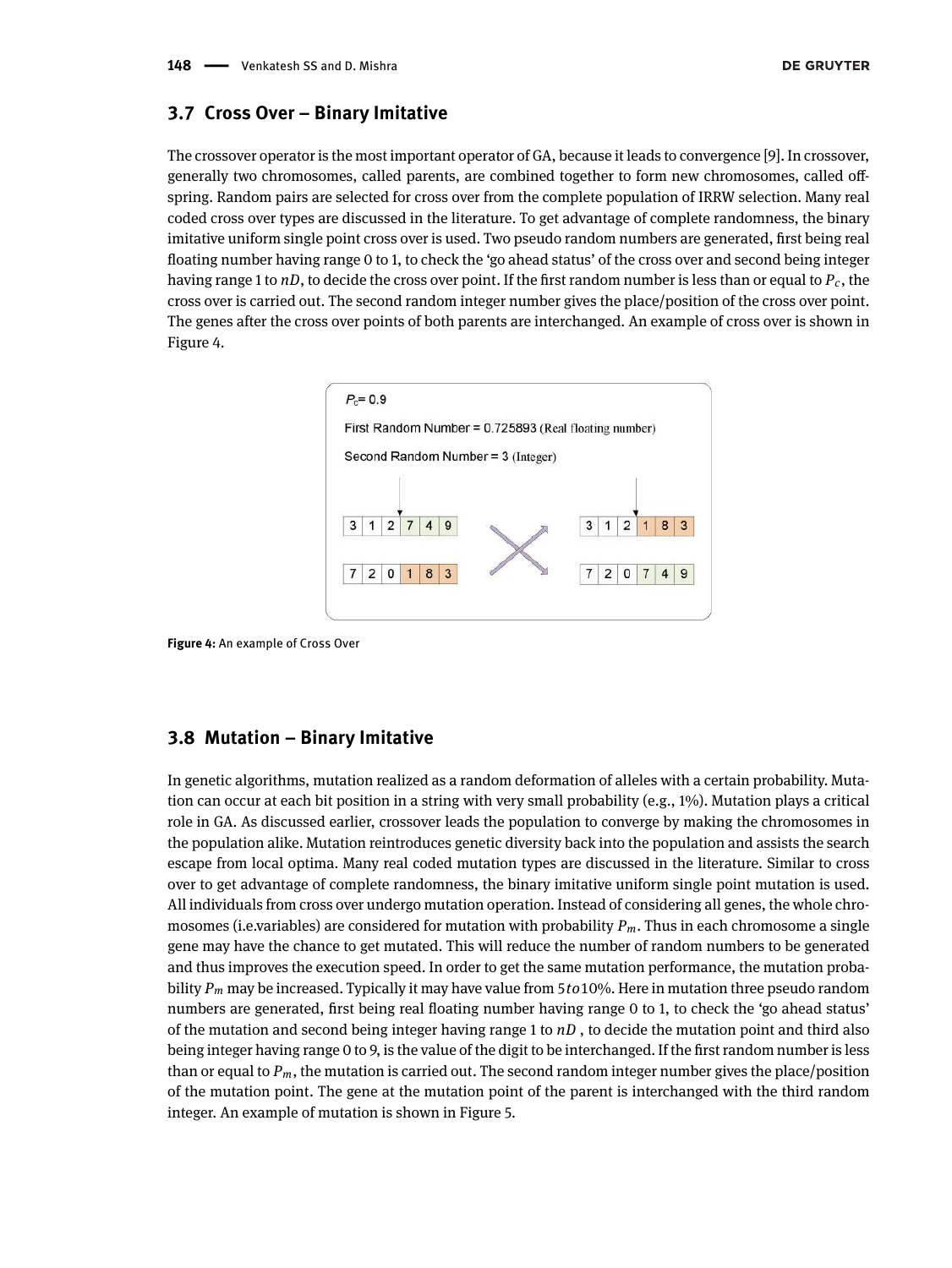## 3.7 Cross Over – Binary Imitative

The crossover operator is the most important operator of GA, because it leads to convergence [9]. In crossover, generally two chromosomes, called parents, are combined together to form new chromosomes, called offspring. Random pairs are selected for cross over from the complete population of IRRW selection. Many real coded cross over types are discussed in the literature. To get advantage of complete randomness, the binary imitative uniform single point cross over is used. Two pseudo random numbers are generated, first being real floating number having range 0 to 1, to check the 'go ahead status' of the cross over and second being integer having range 1 to $nD$, to decide the cross over point. If the first random number is less than or equal to $P_c$, the cross over is carried out. The second random integer number gives the place/position of the cross over point. The genes after the cross over points of both parents are interchanged. An example of cross over is shown in Figure 4.

**Figure 4:** An example of Cross Over

## 3.8 Mutation – Binary Imitative

In genetic algorithms, mutation realized as a random deformation of alleles with a certain probability. Mutation can occur at each bit position in a string with very small probability (e.g., 1%). Mutation plays a critical role in GA. As discussed earlier, crossover leads the population to converge by making the chromosomes in the population alike. Mutation reintroduces genetic diversity back into the population and assists the search escape from local optima. Many real coded mutation types are discussed in the literature. Similar to cross over to get advantage of complete randomness, the binary imitative uniform single point mutation is used. All individuals from cross over undergo mutation operation. Instead of considering all genes, the whole chromosomes (i.e.variables) are considered for mutation with probability $P_m$. Thus in each chromosome a single gene may have the chance to get mutated. This will reduce the number of random numbers to be generated and thus improves the execution speed. In order to get the same mutation performance, the mutation probability $P_m$ may be increased. Typically it may have value from $5 to 10\%$. Here in mutation three pseudo random numbers are generated, first being real floating number having range 0 to 1, to check the 'go ahead status' of the mutation and second being integer having range 1 to $nD$ , to decide the mutation point and third also being integer having range 0 to 9, is the value of the digit to be interchanged. If the first random number is less than or equal to $P_m$, the mutation is carried out. The second random integer number gives the place/position of the mutation point. The gene at the mutation point of the parent is interchanged with the third random integer. An example of mutation is shown in Figure 5.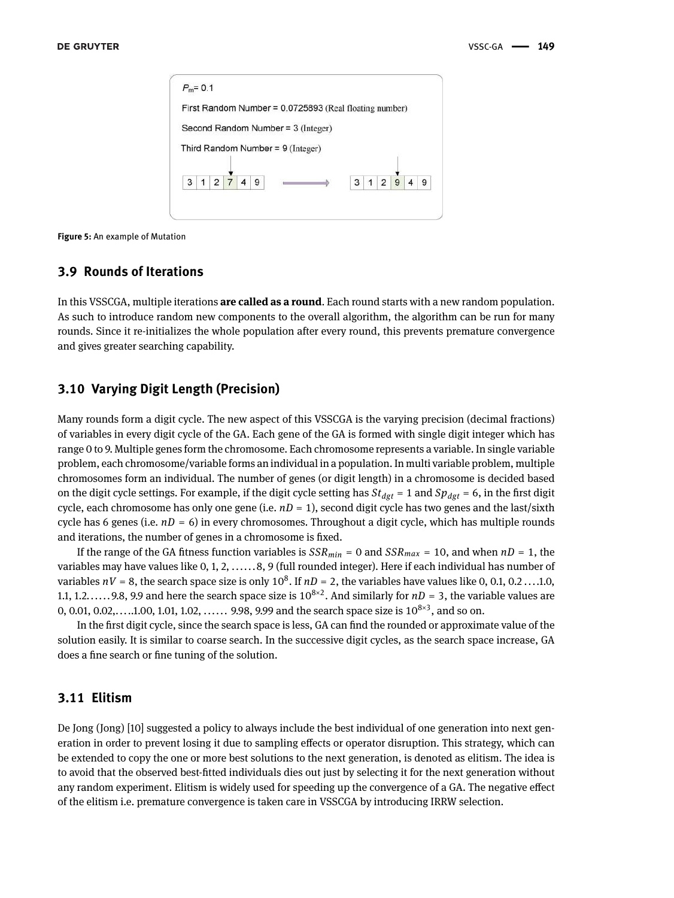$P_m$= 0.1

First Random Number = 0.0725893 (Real floating number)

Second Random Number = 3 (Integer)

Third Random Number = 9 (Integer)

| 3 | 1 | 2 | 7 | 4 | 9 |
|---|---|---|---|---|---|

→

| 3 | 1 | 2 | 9 | 4 | 9 |
|---|---|---|---|---|---|

**Figure 5:** An example of Mutation

## 3.9 Rounds of Iterations

In this VSSCGA, multiple iterations **are called as a round**. Each round starts with a new random population. As such to introduce random new components to the overall algorithm, the algorithm can be run for many rounds. Since it re-initializes the whole population after every round, this prevents premature convergence and gives greater searching capability.

## 3.10 Varying Digit Length (Precision)

Many rounds form a digit cycle. The new aspect of this VSSCGA is the varying precision (decimal fractions) of variables in every digit cycle of the GA. Each gene of the GA is formed with single digit integer which has range 0 to 9. Multiple genes form the chromosome. Each chromosome represents a variable. In single variable problem, each chromosome/variable forms an individual in a population. In multi variable problem, multiple chromosomes form an individual. The number of genes (or digit length) in a chromosome is decided based on the digit cycle settings. For example, if the digit cycle setting has $St_{dgt}$ = 1 and $Sp_{dgt}$ = 6, in the first digit cycle, each chromosome has only one gene (i.e. $nD$ = 1), second digit cycle has two genes and the last/sixth cycle has 6 genes (i.e. $nD$ = 6) in every chromosomes. Throughout a digit cycle, which has multiple rounds and iterations, the number of genes in a chromosome is fixed.

If the range of the GA fitness function variables is $SSR_{min}$ = 0 and $SSR_{max}$ = 10, and when $nD$ = 1, the variables may have values like 0, 1, 2, ……8, 9 (full rounded integer). Here if each individual has number of variables $nV$ = 8, the search space size is only $10^8$. If $nD$ = 2, the variables have values like 0, 0.1, 0.2 ….1.0, 1.1, 1.2……9.8, 9.9 and here the search space size is $10^{8\times2}$. And similarly for $nD$ = 3, the variable values are 0, 0.01, 0.02,…..1.00, 1.01, 1.02, …… 9.98, 9.99 and the search space size is $10^{8\times3}$, and so on.

In the first digit cycle, since the search space is less, GA can find the rounded or approximate value of the solution easily. It is similar to coarse search. In the successive digit cycles, as the search space increase, GA does a fine search or fine tuning of the solution.

## 3.11 Elitism

De Jong (Jong) [10] suggested a policy to always include the best individual of one generation into next generation in order to prevent losing it due to sampling effects or operator disruption. This strategy, which can be extended to copy the one or more best solutions to the next generation, is denoted as elitism. The idea is to avoid that the observed best-fitted individuals dies out just by selecting it for the next generation without any random experiment. Elitism is widely used for speeding up the convergence of a GA. The negative effect of the elitism i.e. premature convergence is taken care in VSSCGA by introducing IRRW selection.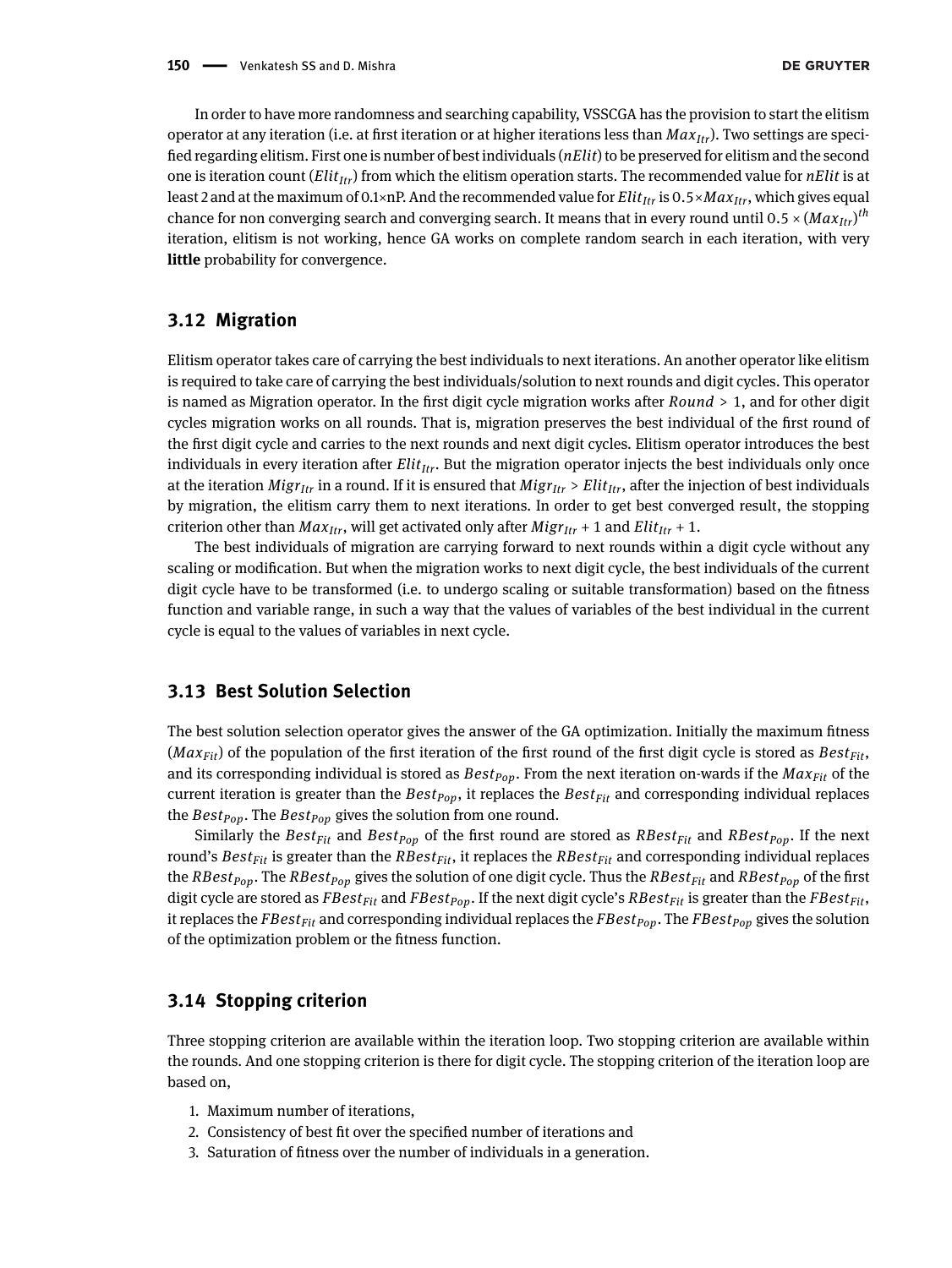In order to have more randomness and searching capability, VSSCGA has the provision to start the elitism operator at any iteration (i.e. at first iteration or at higher iterations less than $Max_{Itr}$). Two settings are specified regarding elitism. First one is number of best individuals (*nElit*) to be preserved for elitism and the second one is iteration count ($Elit_{Itr}$) from which the elitism operation starts. The recommended value for *nElit* is at least 2 and at the maximum of 0.1×nP. And the recommended value for $Elit_{Itr}$ is $0.5 \times Max_{Itr}$, which gives equal chance for non converging search and converging search. It means that in every round until $0.5 \times (Max_{Itr})^{th}$ iteration, elitism is not working, hence GA works on complete random search in each iteration, with very **little** probability for convergence.

### 3.12 Migration

Elitism operator takes care of carrying the best individuals to next iterations. An another operator like elitism is required to take care of carrying the best individuals/solution to next rounds and digit cycles. This operator is named as Migration operator. In the first digit cycle migration works after $Round > 1$, and for other digit cycles migration works on all rounds. That is, migration preserves the best individual of the first round of the first digit cycle and carries to the next rounds and next digit cycles. Elitism operator introduces the best individuals in every iteration after $Elit_{Itr}$. But the migration operator injects the best individuals only once at the iteration $Migr_{Itr}$ in a round. If it is ensured that $Migr_{Itr} > Elit_{Itr}$, after the injection of best individuals by migration, the elitism carry them to next iterations. In order to get best converged result, the stopping criterion other than $Max_{Itr}$, will get activated only after $Migr_{Itr} + 1$ and $Elit_{Itr} + 1$.

The best individuals of migration are carrying forward to next rounds within a digit cycle without any scaling or modification. But when the migration works to next digit cycle, the best individuals of the current digit cycle have to be transformed (i.e. to undergo scaling or suitable transformation) based on the fitness function and variable range, in such a way that the values of variables of the best individual in the current cycle is equal to the values of variables in next cycle.

### 3.13 Best Solution Selection

The best solution selection operator gives the answer of the GA optimization. Initially the maximum fitness ($Max_{Fit}$) of the population of the first iteration of the first round of the first digit cycle is stored as $Best_{Fit}$, and its corresponding individual is stored as $Best_{Pop}$. From the next iteration on-wards if the $Max_{Fit}$ of the current iteration is greater than the $Best_{Pop}$, it replaces the $Best_{Fit}$ and corresponding individual replaces the $Best_{Pop}$. The $Best_{Pop}$ gives the solution from one round.

Similarly the $Best_{Fit}$ and $Best_{Pop}$ of the first round are stored as $RBest_{Fit}$ and $RBest_{Pop}$. If the next round's $Best_{Fit}$ is greater than the $RBest_{Fit}$, it replaces the $RBest_{Fit}$ and corresponding individual replaces the $RBest_{Pop}$. The $RBest_{Pop}$ gives the solution of one digit cycle. Thus the $RBest_{Fit}$ and $RBest_{Pop}$ of the first digit cycle are stored as $FBest_{Fit}$ and $FBest_{Pop}$. If the next digit cycle's $RBest_{Fit}$ is greater than the $FBest_{Fit}$, it replaces the $FBest_{Fit}$ and corresponding individual replaces the $FBest_{Pop}$. The $FBest_{Pop}$ gives the solution of the optimization problem or the fitness function.

### 3.14 Stopping criterion

Three stopping criterion are available within the iteration loop. Two stopping criterion are available within the rounds. And one stopping criterion is there for digit cycle. The stopping criterion of the iteration loop are based on,

1. Maximum number of iterations,
2. Consistency of best fit over the specified number of iterations and
3. Saturation of fitness over the number of individuals in a generation.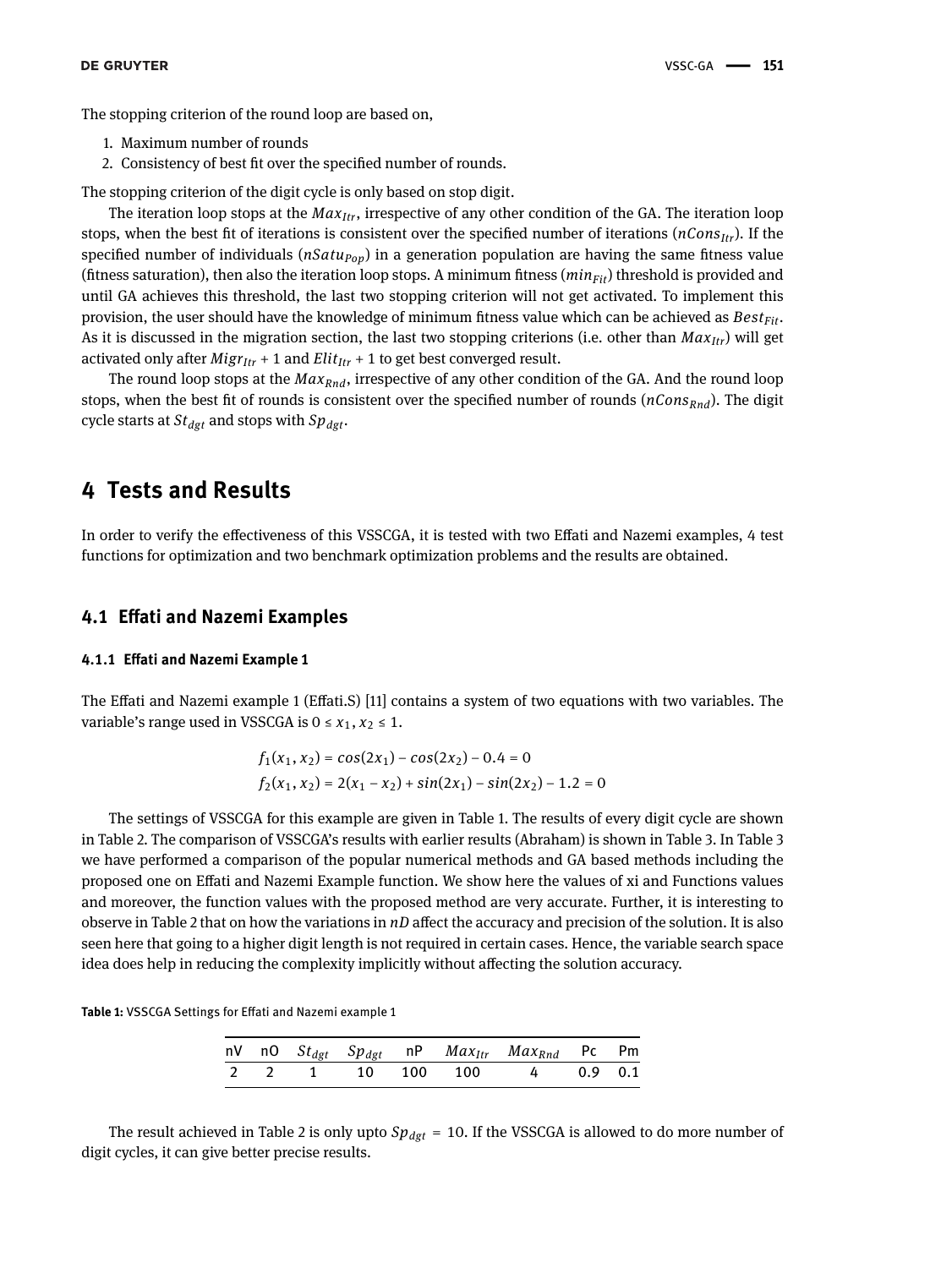The stopping criterion of the round loop are based on,

1. Maximum number of rounds
2. Consistency of best fit over the specified number of rounds.

The stopping criterion of the digit cycle is only based on stop digit.

The iteration loop stops at the $Max_{Itr}$, irrespective of any other condition of the GA. The iteration loop stops, when the best fit of iterations is consistent over the specified number of iterations ($nCons_{Itr}$). If the specified number of individuals ($nSatu_{Pop}$) in a generation population are having the same fitness value (fitness saturation), then also the iteration loop stops. A minimum fitness ($min_{Fit}$) threshold is provided and until GA achieves this threshold, the last two stopping criterion will not get activated. To implement this provision, the user should have the knowledge of minimum fitness value which can be achieved as $Best_{Fit}$. As it is discussed in the migration section, the last two stopping criterions (i.e. other than $Max_{Itr}$) will get activated only after $Migr_{Itr}$ + 1 and $Elit_{Itr}$ + 1 to get best converged result.

The round loop stops at the $Max_{Rnd}$, irrespective of any other condition of the GA. And the round loop stops, when the best fit of rounds is consistent over the specified number of rounds ($nCons_{Rnd}$). The digit cycle starts at $St_{dgt}$ and stops with $Sp_{dgt}$.

# 4 Tests and Results

In order to verify the effectiveness of this VSSCGA, it is tested with two Effati and Nazemi examples, 4 test functions for optimization and two benchmark optimization problems and the results are obtained.

## 4.1 Effati and Nazemi Examples

### 4.1.1 Effati and Nazemi Example 1

The Effati and Nazemi example 1 (Effati.S) [11] contains a system of two equations with two variables. The variable's range used in VSSCGA is $0 \le x_1, x_2 \le 1$.

$$f_1(x_1, x_2) = cos(2x_1) - cos(2x_2) - 0.4 = 0$$
$$f_2(x_1, x_2) = 2(x_1 - x_2) + sin(2x_1) - sin(2x_2) - 1.2 = 0$$

The settings of VSSCGA for this example are given in Table 1. The results of every digit cycle are shown in Table 2. The comparison of VSSCGA's results with earlier results (Abraham) is shown in Table 3. In Table 3 we have performed a comparison of the popular numerical methods and GA based methods including the proposed one on Effati and Nazemi Example function. We show here the values of xi and Functions values and moreover, the function values with the proposed method are very accurate. Further, it is interesting to observe in Table 2 that on how the variations in $nD$ affect the accuracy and precision of the solution. It is also seen here that going to a higher digit length is not required in certain cases. Hence, the variable search space idea does help in reducing the complexity implicitly without affecting the solution accuracy.

**Table 1:** VSSCGA Settings for Effati and Nazemi example 1

| nV | nO | $St_{dgt}$ | $Sp_{dgt}$ | nP | $Max_{Itr}$ | $Max_{Rnd}$ | Pc | Pm |
|---|---|---|---|---|---|---|---|---|
| 2 | 2 | 1 | 10 | 100 | 100 | 4 | 0.9 | 0.1 |

The result achieved in Table 2 is only upto $Sp_{dgt} = 10$. If the VSSCGA is allowed to do more number of digit cycles, it can give better precise results.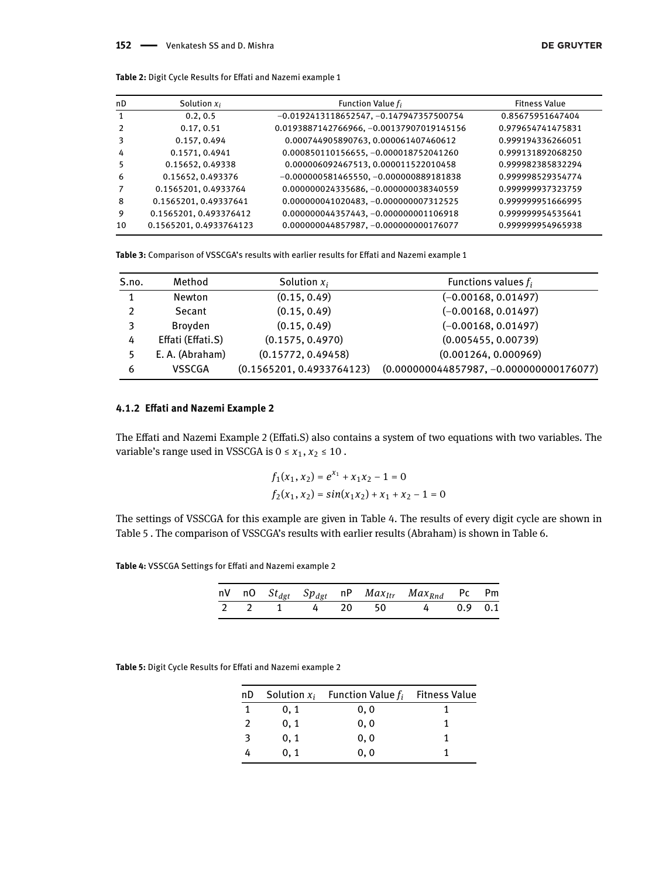**Table 2:** Digit Cycle Results for Effati and Nazemi example 1

| nD | Solution $x_i$ | Function Value $f_i$ | Fitness Value |
|---|---|---|---|
| 1 | 0.2, 0.5 | −0.0192413118652547, −0.147947357500754 | 0.85675951647404 |
| 2 | 0.17, 0.51 | 0.0193887142766966, −0.00137907019145156 | 0.979654741475831 |
| 3 | 0.157, 0.494 | 0.000744905890763, 0.000061407460612 | 0.999194336266051 |
| 4 | 0.1571, 0.4941 | 0.000850110156655, −0.000018752041260 | 0.999131892068250 |
| 5 | 0.15652, 0.49338 | 0.000006092467513, 0.000011522010458 | 0.999982385832294 |
| 6 | 0.15652, 0.493376 | −0.000000581465550, −0.000000889181838 | 0.999998529354774 |
| 7 | 0.1565201, 0.4933764 | 0.000000024335686, −0.000000038340559 | 0.999999937323759 |
| 8 | 0.1565201, 0.49337641 | 0.000000041020483, −0.000000007312525 | 0.999999951666995 |
| 9 | 0.1565201, 0.493376412 | 0.000000044357443, −0.000000001106918 | 0.999999954535641 |
| 10 | 0.1565201, 0.4933764123 | 0.000000044857987, −0.000000000176077 | 0.999999954965938 |

**Table 3:** Comparison of VSSCGA's results with earlier results for Effati and Nazemi example 1

| S.no. | Method | Solution $x_i$ | Functions values $f_i$ |
|---|---|---|---|
| 1 | Newton | (0.15, 0.49) | (−0.00168, 0.01497) |
| 2 | Secant | (0.15, 0.49) | (−0.00168, 0.01497) |
| 3 | Broyden | (0.15, 0.49) | (−0.00168, 0.01497) |
| 4 | Effati (Effati.S) | (0.1575, 0.4970) | (0.005455, 0.00739) |
| 5 | E. A. (Abraham) | (0.15772, 0.49458) | (0.001264, 0.000969) |
| 6 | VSSCGA | (0.1565201, 0.4933764123) | (0.000000044857987, −0.000000000176077) |

#### 4.1.2 Effati and Nazemi Example 2

The Effati and Nazemi Example 2 (Effati.S) also contains a system of two equations with two variables. The variable's range used in VSSCGA is $0 \le x_1, x_2 \le 10$ .

$$f_1(x_1, x_2) = e^{x_1} + x_1 x_2 - 1 = 0$$

$$f_2(x_1, x_2) = sin(x_1 x_2) + x_1 + x_2 - 1 = 0$$

The settings of VSSCGA for this example are given in Table 4. The results of every digit cycle are shown in Table 5 . The comparison of VSSCGA's results with earlier results (Abraham) is shown in Table 6.

**Table 4:** VSSCGA Settings for Effati and Nazemi example 2

| nV | nO | $St_{dgt}$ | $Sp_{dgt}$ | nP | $Max_{Itr}$ | $Max_{Rnd}$ | Pc | Pm |
|---|---|---|---|---|---|---|---|---|
| 2 | 2 | 1 | 4 | 20 | 50 | 4 | 0.9 | 0.1 |

**Table 5:** Digit Cycle Results for Effati and Nazemi example 2

| nD | Solution $x_i$ | Function Value $f_i$ | Fitness Value |
|---|---|---|---|
| 1 | 0, 1 | 0, 0 | 1 |
| 2 | 0, 1 | 0, 0 | 1 |
| 3 | 0, 1 | 0, 0 | 1 |
| 4 | 0, 1 | 0, 0 | 1 |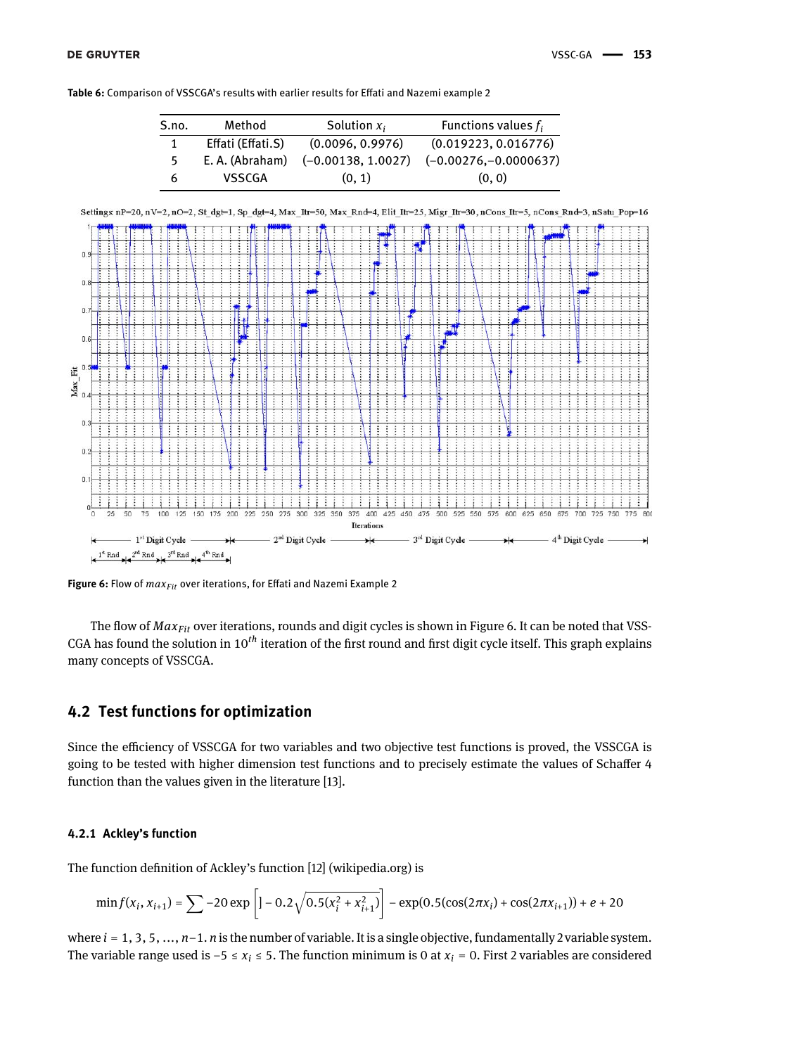**Table 6:** Comparison of VSSCGA's results with earlier results for Effati and Nazemi example 2

| S.no. | Method | Solution $x_i$ | Functions values $f_i$ |
|---|---|---|---|
| 1 | Effati (Effati.S) | (0.0096, 0.9976) | (0.019223, 0.016776) |
| 5 | E. A. (Abraham) | (−0.00138, 1.0027) | (−0.00276,−0.0000637) |
| 6 | VSSCGA | (0, 1) | (0, 0) |

**Figure 6:** Flow of $max_{Fit}$ over iterations, for Effati and Nazemi Example 2

The flow of $Max_{Fit}$ over iterations, rounds and digit cycles is shown in Figure 6. It can be noted that VSSCGA has found the solution in $10^{th}$ iteration of the first round and first digit cycle itself. This graph explains many concepts of VSSCGA.

## 4.2 Test functions for optimization

Since the efficiency of VSSCGA for two variables and two objective test functions is proved, the VSSCGA is going to be tested with higher dimension test functions and to precisely estimate the values of Schaffer 4 function than the values given in the literature [13].

### 4.2.1 Ackley's function

The function definition of Ackley's function [12] (wikipedia.org) is

$$\min f(x_i, x_{i+1}) = \sum -20 \exp\left[\left] - 0.2\sqrt{0.5(x_i^2 + x_{i+1}^2)}\right] - \exp(0.5(\cos(2\pi x_i) + \cos(2\pi x_{i+1})) + e + 20$$

where $i = 1, 3, 5, \ldots, n-1$. $n$ is the number of variable. It is a single objective, fundamentally 2 variable system. The variable range used is $-5 \le x_i \le 5$. The function minimum is 0 at $x_i = 0$. First 2 variables are considered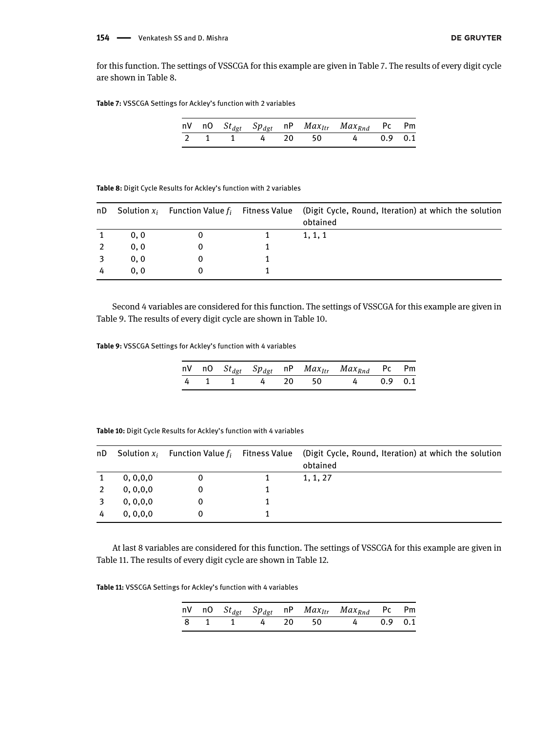for this function. The settings of VSSCGA for this example are given in Table 7. The results of every digit cycle are shown in Table 8.

**Table 7:** VSSCGA Settings for Ackley's function with 2 variables

| nV | nO | $St_{dgt}$ | $Sp_{dgt}$ | nP | $Max_{Itr}$ | $Max_{Rnd}$ | Pc | Pm |
|---|---|---|---|---|---|---|---|---|
| 2 | 1 | 1 | 4 | 20 | 50 | 4 | 0.9 | 0.1 |

**Table 8:** Digit Cycle Results for Ackley's function with 2 variables

| nD | Solution $x_i$ | Function Value $f_i$ | Fitness Value | (Digit Cycle, Round, Iteration) at which the solution obtained |
|---|---|---|---|---|
| 1 | 0, 0 | 0 | 1 | 1, 1, 1 |
| 2 | 0, 0 | 0 | 1 | |
| 3 | 0, 0 | 0 | 1 | |
| 4 | 0, 0 | 0 | 1 | |

Second 4 variables are considered for this function. The settings of VSSCGA for this example are given in Table 9. The results of every digit cycle are shown in Table 10.

**Table 9:** VSSCGA Settings for Ackley's function with 4 variables

| nV | nO | $St_{dgt}$ | $Sp_{dgt}$ | nP | $Max_{Itr}$ | $Max_{Rnd}$ | Pc | Pm |
|---|---|---|---|---|---|---|---|---|
| 4 | 1 | 1 | 4 | 20 | 50 | 4 | 0.9 | 0.1 |

**Table 10:** Digit Cycle Results for Ackley's function with 4 variables

| nD | Solution $x_i$ | Function Value $f_i$ | Fitness Value | (Digit Cycle, Round, Iteration) at which the solution obtained |
|---|---|---|---|---|
| 1 | 0, 0,0,0 | 0 | 1 | 1, 1, 27 |
| 2 | 0, 0,0,0 | 0 | 1 | |
| 3 | 0, 0,0,0 | 0 | 1 | |
| 4 | 0, 0,0,0 | 0 | 1 | |

At last 8 variables are considered for this function. The settings of VSSCGA for this example are given in Table 11. The results of every digit cycle are shown in Table 12.

**Table 11:** VSSCGA Settings for Ackley's function with 4 variables

| nV | nO | $St_{dgt}$ | $Sp_{dgt}$ | nP | $Max_{Itr}$ | $Max_{Rnd}$ | Pc | Pm |
|---|---|---|---|---|---|---|---|---|
| 8 | 1 | 1 | 4 | 20 | 50 | 4 | 0.9 | 0.1 |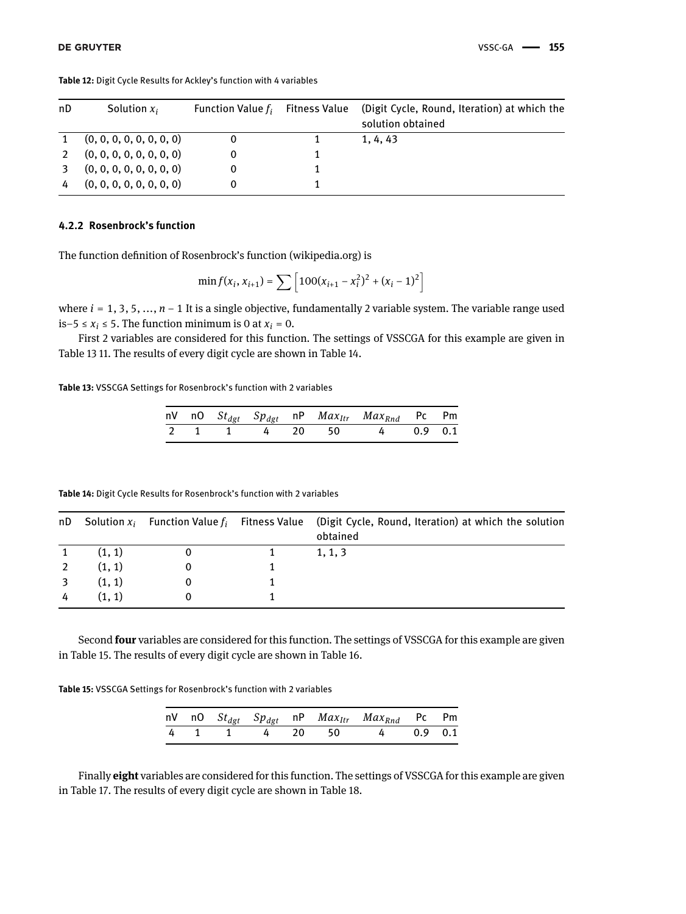**Table 12:** Digit Cycle Results for Ackley's function with 4 variables

| nD | Solution $x_i$ | Function Value $f_i$ | Fitness Value | (Digit Cycle, Round, Iteration) at which the solution obtained |
|---|---|---|---|---|
| 1 | (0, 0, 0, 0, 0, 0, 0, 0) | 0 | 1 | 1, 4, 43 |
| 2 | (0, 0, 0, 0, 0, 0, 0, 0) | 0 | 1 | |
| 3 | (0, 0, 0, 0, 0, 0, 0, 0) | 0 | 1 | |
| 4 | (0, 0, 0, 0, 0, 0, 0, 0) | 0 | 1 | |

### 4.2.2 Rosenbrock's function

The function definition of Rosenbrock's function (wikipedia.org) is

$$\min f(x_i, x_{i+1}) = \sum \left[ 100(x_{i+1} - x_i^2)^2 + (x_i - 1)^2 \right]$$

where $i = 1, 3, 5, \ldots, n-1$ It is a single objective, fundamentally 2 variable system. The variable range used is$-5 \le x_i \le 5$. The function minimum is 0 at $x_i = 0$.

First 2 variables are considered for this function. The settings of VSSCGA for this example are given in Table 13 11. The results of every digit cycle are shown in Table 14.

**Table 13:** VSSCGA Settings for Rosenbrock's function with 2 variables

| nV | nO | $St_{dgt}$ | $Sp_{dgt}$ | nP | $Max_{Itr}$ | $Max_{Rnd}$ | Pc | Pm |
|---|---|---|---|---|---|---|---|---|
| 2 | 1 | 1 | 4 | 20 | 50 | 4 | 0.9 | 0.1 |

**Table 14:** Digit Cycle Results for Rosenbrock's function with 2 variables

| nD | Solution $x_i$ | Function Value $f_i$ | Fitness Value | (Digit Cycle, Round, Iteration) at which the solution obtained |
|---|---|---|---|---|
| 1 | (1, 1) | 0 | 1 | 1, 1, 3 |
| 2 | (1, 1) | 0 | 1 | |
| 3 | (1, 1) | 0 | 1 | |
| 4 | (1, 1) | 0 | 1 | |

Second **four** variables are considered for this function. The settings of VSSCGA for this example are given in Table 15. The results of every digit cycle are shown in Table 16.

**Table 15:** VSSCGA Settings for Rosenbrock's function with 2 variables

| nV | nO | $St_{dgt}$ | $Sp_{dgt}$ | nP | $Max_{Itr}$ | $Max_{Rnd}$ | Pc | Pm |
|---|---|---|---|---|---|---|---|---|
| 4 | 1 | 1 | 4 | 20 | 50 | 4 | 0.9 | 0.1 |

Finally **eight** variables are considered for this function. The settings of VSSCGA for this example are given in Table 17. The results of every digit cycle are shown in Table 18.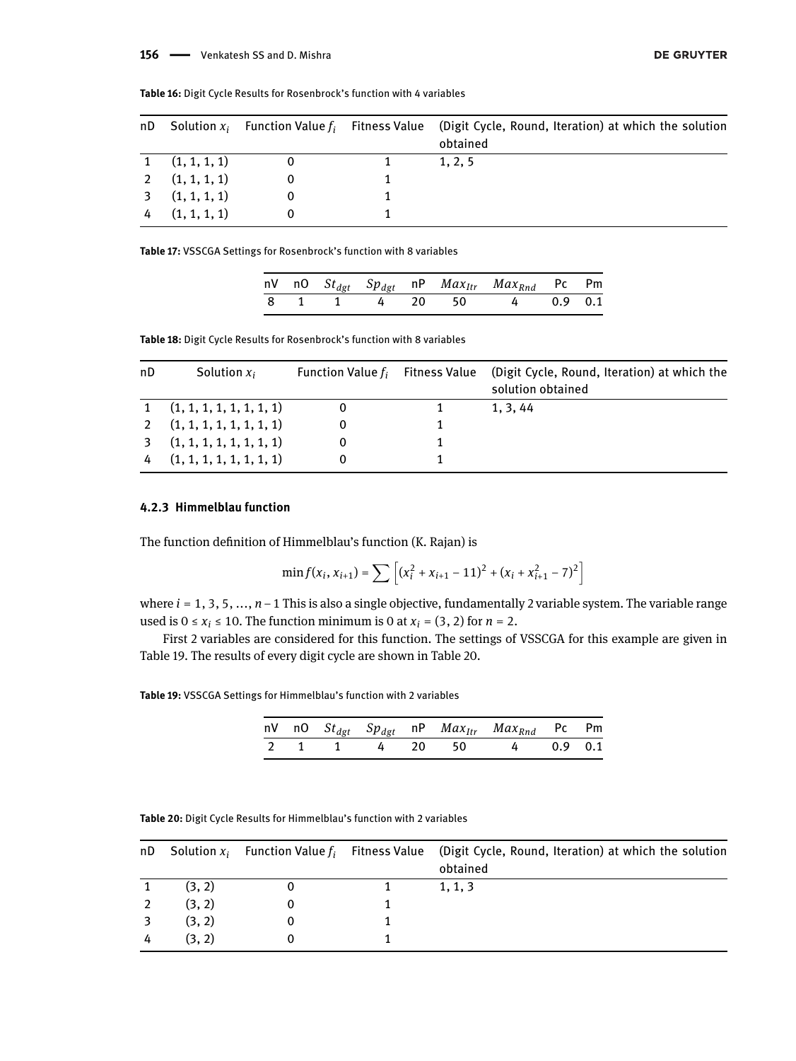**Table 16:** Digit Cycle Results for Rosenbrock's function with 4 variables

| nD | Solution $x_i$ | Function Value $f_i$ | Fitness Value | (Digit Cycle, Round, Iteration) at which the solution obtained |
|---|---|---|---|---|
| 1 | (1, 1, 1, 1) | 0 | 1 | 1, 2, 5 |
| 2 | (1, 1, 1, 1) | 0 | 1 | |
| 3 | (1, 1, 1, 1) | 0 | 1 | |
| 4 | (1, 1, 1, 1) | 0 | 1 | |

**Table 17:** VSSCGA Settings for Rosenbrock's function with 8 variables

| nV | nO | $St_{dgt}$ | $Sp_{dgt}$ | nP | $Max_{Itr}$ | $Max_{Rnd}$ | Pc | Pm |
|---|---|---|---|---|---|---|---|---|
| 8 | 1 | 1 | 4 | 20 | 50 | 4 | 0.9 | 0.1 |

**Table 18:** Digit Cycle Results for Rosenbrock's function with 8 variables

| nD | Solution $x_i$ | Function Value $f_i$ | Fitness Value | (Digit Cycle, Round, Iteration) at which the solution obtained |
|---|---|---|---|---|
| 1 | (1, 1, 1, 1, 1, 1, 1, 1) | 0 | 1 | 1, 3, 44 |
| 2 | (1, 1, 1, 1, 1, 1, 1, 1) | 0 | 1 | |
| 3 | (1, 1, 1, 1, 1, 1, 1, 1) | 0 | 1 | |
| 4 | (1, 1, 1, 1, 1, 1, 1, 1) | 0 | 1 | |

### 4.2.3 Himmelblau function

The function definition of Himmelblau's function (K. Rajan) is

$$\min f(x_i, x_{i+1}) = \sum \left[ (x_i^2 + x_{i+1} - 11)^2 + (x_i + x_{i+1}^2 - 7)^2 \right]$$

where $i = 1, 3, 5, \ldots, n-1$ This is also a single objective, fundamentally 2 variable system. The variable range used is $0 \leq x_i \leq 10$. The function minimum is 0 at $x_i = (3, 2)$ for $n = 2$.

First 2 variables are considered for this function. The settings of VSSCGA for this example are given in Table 19. The results of every digit cycle are shown in Table 20.

**Table 19:** VSSCGA Settings for Himmelblau's function with 2 variables

| nV | nO | $St_{dgt}$ | $Sp_{dgt}$ | nP | $Max_{Itr}$ | $Max_{Rnd}$ | Pc | Pm |
|---|---|---|---|---|---|---|---|---|
| 2 | 1 | 1 | 4 | 20 | 50 | 4 | 0.9 | 0.1 |

**Table 20:** Digit Cycle Results for Himmelblau's function with 2 variables

| nD | Solution $x_i$ | Function Value $f_i$ | Fitness Value | (Digit Cycle, Round, Iteration) at which the solution obtained |
|---|---|---|---|---|
| 1 | (3, 2) | 0 | 1 | 1, 1, 3 |
| 2 | (3, 2) | 0 | 1 | |
| 3 | (3, 2) | 0 | 1 | |
| 4 | (3, 2) | 0 | 1 | |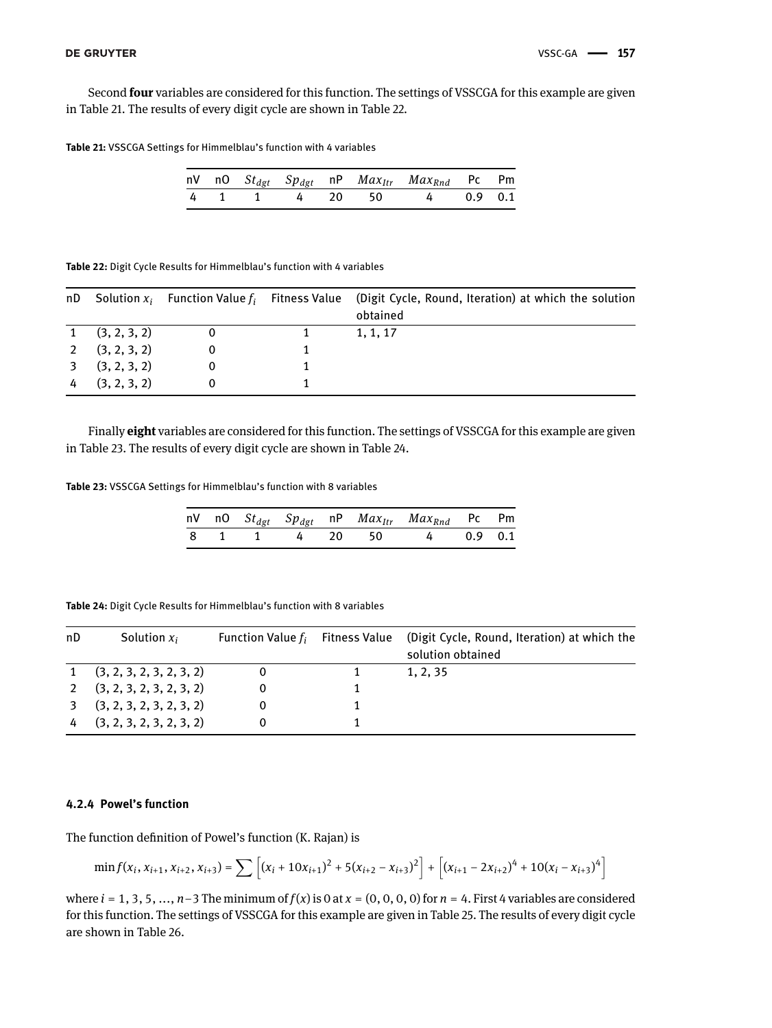Second **four** variables are considered for this function. The settings of VSSCGA for this example are given in Table 21. The results of every digit cycle are shown in Table 22.

**Table 21:** VSSCGA Settings for Himmelblau's function with 4 variables

| nV | nO | $St_{dgt}$ | $Sp_{dgt}$ | nP | $Max_{Itr}$ | $Max_{Rnd}$ | Pc | Pm |
|---|---|---|---|---|---|---|---|---|
| 4 | 1 | 1 | 4 | 20 | 50 | 4 | 0.9 | 0.1 |

**Table 22:** Digit Cycle Results for Himmelblau's function with 4 variables

| nD | Solution $x_i$ | Function Value $f_i$ | Fitness Value | (Digit Cycle, Round, Iteration) at which the solution obtained |
|---|---|---|---|---|
| 1 | (3, 2, 3, 2) | 0 | 1 | 1, 1, 17 |
| 2 | (3, 2, 3, 2) | 0 | 1 | |
| 3 | (3, 2, 3, 2) | 0 | 1 | |
| 4 | (3, 2, 3, 2) | 0 | 1 | |

Finally **eight** variables are considered for this function. The settings of VSSCGA for this example are given in Table 23. The results of every digit cycle are shown in Table 24.

**Table 23:** VSSCGA Settings for Himmelblau's function with 8 variables

| nV | nO | $St_{dgt}$ | $Sp_{dgt}$ | nP | $Max_{Itr}$ | $Max_{Rnd}$ | Pc | Pm |
|---|---|---|---|---|---|---|---|---|
| 8 | 1 | 1 | 4 | 20 | 50 | 4 | 0.9 | 0.1 |

**Table 24:** Digit Cycle Results for Himmelblau's function with 8 variables

| nD | Solution $x_i$ | Function Value $f_i$ | Fitness Value | (Digit Cycle, Round, Iteration) at which the solution obtained |
|---|---|---|---|---|
| 1 | (3, 2, 3, 2, 3, 2, 3, 2) | 0 | 1 | 1, 2, 35 |
| 2 | (3, 2, 3, 2, 3, 2, 3, 2) | 0 | 1 | |
| 3 | (3, 2, 3, 2, 3, 2, 3, 2) | 0 | 1 | |
| 4 | (3, 2, 3, 2, 3, 2, 3, 2) | 0 | 1 | |

#### 4.2.4 Powel's function

The function definition of Powel's function (K. Rajan) is

$$\min f(x_i, x_{i+1}, x_{i+2}, x_{i+3}) = \sum \left[ (x_i + 10x_{i+1})^2 + 5(x_{i+2} - x_{i+3})^2 \right] + \left[ (x_{i+1} - 2x_{i+2})^4 + 10(x_i - x_{i+3})^4 \right]$$

where $i = 1, 3, 5, \ldots, n-3$ The minimum of $f(x)$ is 0 at $x = (0, 0, 0, 0)$ for $n = 4$. First 4 variables are considered for this function. The settings of VSSCGA for this example are given in Table 25. The results of every digit cycle are shown in Table 26.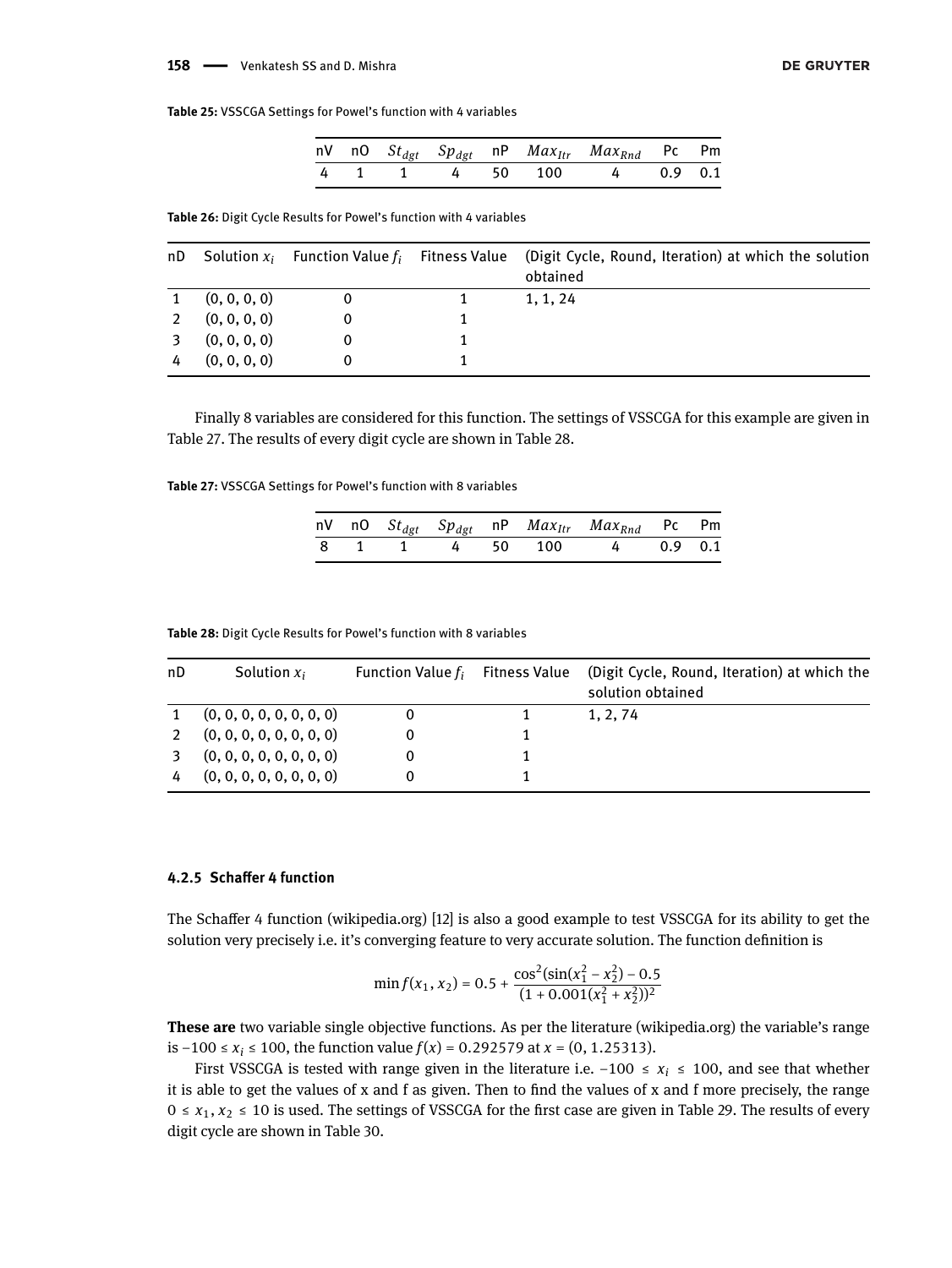**Table 25:** VSSCGA Settings for Powel's function with 4 variables

| nV | nO | $St_{dgt}$ | $Sp_{dgt}$ | nP | $Max_{Itr}$ | $Max_{Rnd}$ | Pc | Pm |
|---|---|---|---|---|---|---|---|---|
| 4 | 1 | 1 | 4 | 50 | 100 | 4 | 0.9 | 0.1 |

**Table 26:** Digit Cycle Results for Powel's function with 4 variables

| nD | Solution $x_i$ | Function Value $f_i$ | Fitness Value | (Digit Cycle, Round, Iteration) at which the solution obtained |
|---|---|---|---|---|
| 1 | (0, 0, 0, 0) | 0 | 1 | 1, 1, 24 |
| 2 | (0, 0, 0, 0) | 0 | 1 | |
| 3 | (0, 0, 0, 0) | 0 | 1 | |
| 4 | (0, 0, 0, 0) | 0 | 1 | |

Finally 8 variables are considered for this function. The settings of VSSCGA for this example are given in Table 27. The results of every digit cycle are shown in Table 28.

**Table 27:** VSSCGA Settings for Powel's function with 8 variables

| nV | nO | $St_{dgt}$ | $Sp_{dgt}$ | nP | $Max_{Itr}$ | $Max_{Rnd}$ | Pc | Pm |
|---|---|---|---|---|---|---|---|---|
| 8 | 1 | 1 | 4 | 50 | 100 | 4 | 0.9 | 0.1 |

**Table 28:** Digit Cycle Results for Powel's function with 8 variables

| nD | Solution $x_i$ | Function Value $f_i$ | Fitness Value | (Digit Cycle, Round, Iteration) at which the solution obtained |
|---|---|---|---|---|
| 1 | (0, 0, 0, 0, 0, 0, 0, 0) | 0 | 1 | 1, 2, 74 |
| 2 | (0, 0, 0, 0, 0, 0, 0, 0) | 0 | 1 | |
| 3 | (0, 0, 0, 0, 0, 0, 0, 0) | 0 | 1 | |
| 4 | (0, 0, 0, 0, 0, 0, 0, 0) | 0 | 1 | |

#### 4.2.5 Schaffer 4 function

The Schaffer 4 function (wikipedia.org) [12] is also a good example to test VSSCGA for its ability to get the solution very precisely i.e. it's converging feature to very accurate solution. The function definition is

$$\min f(x_1, x_2) = 0.5 + \frac{\cos^2(\sin(x_1^2 - x_2^2) - 0.5}{(1 + 0.001(x_1^2 + x_2^2))^2}$$

**These are** two variable single objective functions. As per the literature (wikipedia.org) the variable's range is $-100 \le x_i \le 100$, the function value $f(x) = 0.292579$ at $x = (0, 1.25313)$.

First VSSCGA is tested with range given in the literature i.e. $-100 \le x_i \le 100$, and see that whether it is able to get the values of x and f as given. Then to find the values of x and f more precisely, the range $0 \le x_1, x_2 \le 10$ is used. The settings of VSSCGA for the first case are given in Table 29. The results of every digit cycle are shown in Table 30.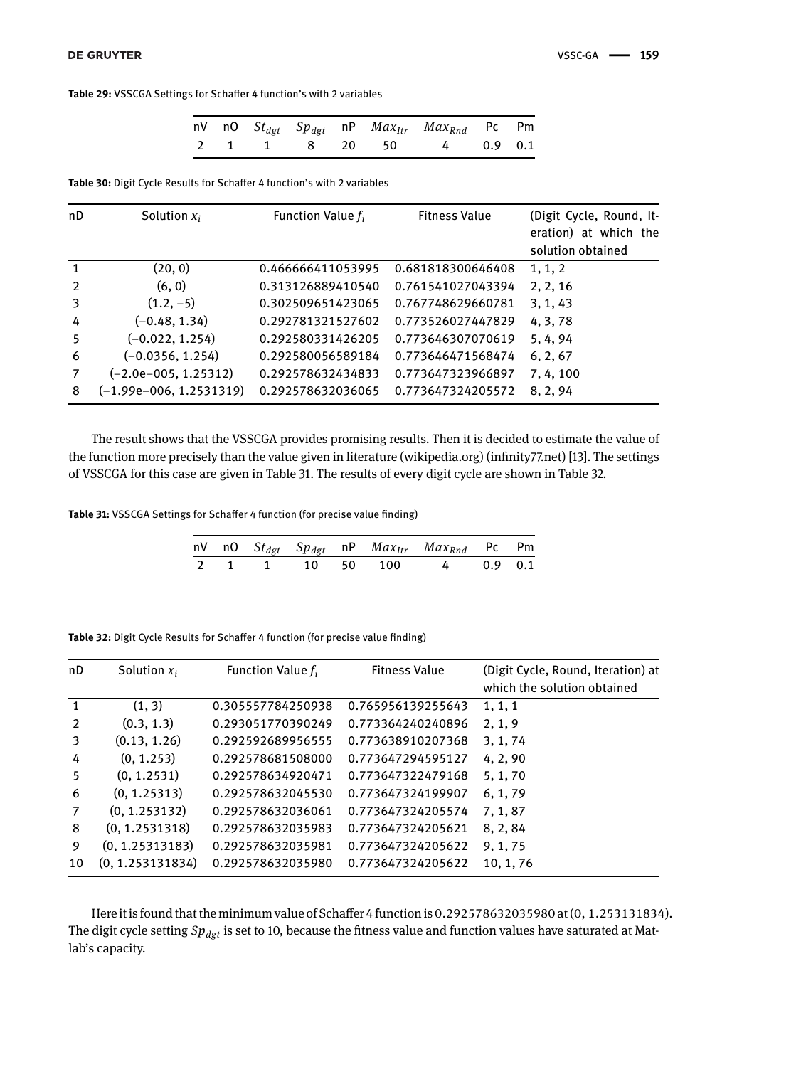**Table 29:** VSSCGA Settings for Schaffer 4 function's with 2 variables

| nV | nO | $St_{dgt}$ | $Sp_{dgt}$ | nP | $Max_{Itr}$ | $Max_{Rnd}$ | Pc | Pm |
|---|---|---|---|---|---|---|---|---|
| 2 | 1 | 1 | 8 | 20 | 50 | 4 | 0.9 | 0.1 |

**Table 30:** Digit Cycle Results for Schaffer 4 function's with 2 variables

| nD | Solution $x_i$ | Function Value $f_i$ | Fitness Value | (Digit Cycle, Round, Iteration) at which the solution obtained |
|---|---|---|---|---|
| 1 | (20, 0) | 0.466666411053995 | 0.681818300646408 | 1, 1, 2 |
| 2 | (6, 0) | 0.313126889410540 | 0.761541027043394 | 2, 2, 16 |
| 3 | (1.2, −5) | 0.302509651423065 | 0.767748629660781 | 3, 1, 43 |
| 4 | (−0.48, 1.34) | 0.292781321527602 | 0.773526027447829 | 4, 3, 78 |
| 5 | (−0.022, 1.254) | 0.292580331426205 | 0.773646307070619 | 5, 4, 94 |
| 6 | (−0.0356, 1.254) | 0.292580056589184 | 0.773646471568474 | 6, 2, 67 |
| 7 | (−2.0e−005, 1.25312) | 0.292578632434833 | 0.773647323966897 | 7, 4, 100 |
| 8 | (−1.99e−006, 1.2531319) | 0.292578632036065 | 0.773647324205572 | 8, 2, 94 |

The result shows that the VSSCGA provides promising results. Then it is decided to estimate the value of the function more precisely than the value given in literature (wikipedia.org) (infinity77.net) [13]. The settings of VSSCGA for this case are given in Table 31. The results of every digit cycle are shown in Table 32.

**Table 31:** VSSCGA Settings for Schaffer 4 function (for precise value finding)

| nV | nO | $St_{dgt}$ | $Sp_{dgt}$ | nP | $Max_{Itr}$ | $Max_{Rnd}$ | Pc | Pm |
|---|---|---|---|---|---|---|---|---|
| 2 | 1 | 1 | 10 | 50 | 100 | 4 | 0.9 | 0.1 |

**Table 32:** Digit Cycle Results for Schaffer 4 function (for precise value finding)

| nD | Solution $x_i$ | Function Value $f_i$ | Fitness Value | (Digit Cycle, Round, Iteration) at which the solution obtained |
|---|---|---|---|---|
| 1 | (1, 3) | 0.305557784250938 | 0.765956139255643 | 1, 1, 1 |
| 2 | (0.3, 1.3) | 0.293051770390249 | 0.773364240240896 | 2, 1, 9 |
| 3 | (0.13, 1.26) | 0.292592689956555 | 0.773638910207368 | 3, 1, 74 |
| 4 | (0, 1.253) | 0.292578681508000 | 0.773647294595127 | 4, 2, 90 |
| 5 | (0, 1.2531) | 0.292578634920471 | 0.773647322479168 | 5, 1, 70 |
| 6 | (0, 1.25313) | 0.292578632045530 | 0.773647324199907 | 6, 1, 79 |
| 7 | (0, 1.253132) | 0.292578632036061 | 0.773647324205574 | 7, 1, 87 |
| 8 | (0, 1.2531318) | 0.292578632035983 | 0.773647324205621 | 8, 2, 84 |
| 9 | (0, 1.25313183) | 0.292578632035981 | 0.773647324205622 | 9, 1, 75 |
| 10 | (0, 1.253131834) | 0.292578632035980 | 0.773647324205622 | 10, 1, 76 |

Here it is found that the minimum value of Schaffer 4 function is 0.292578632035980 at (0, 1.253131834). The digit cycle setting $Sp_{dgt}$ is set to 10, because the fitness value and function values have saturated at Matlab's capacity.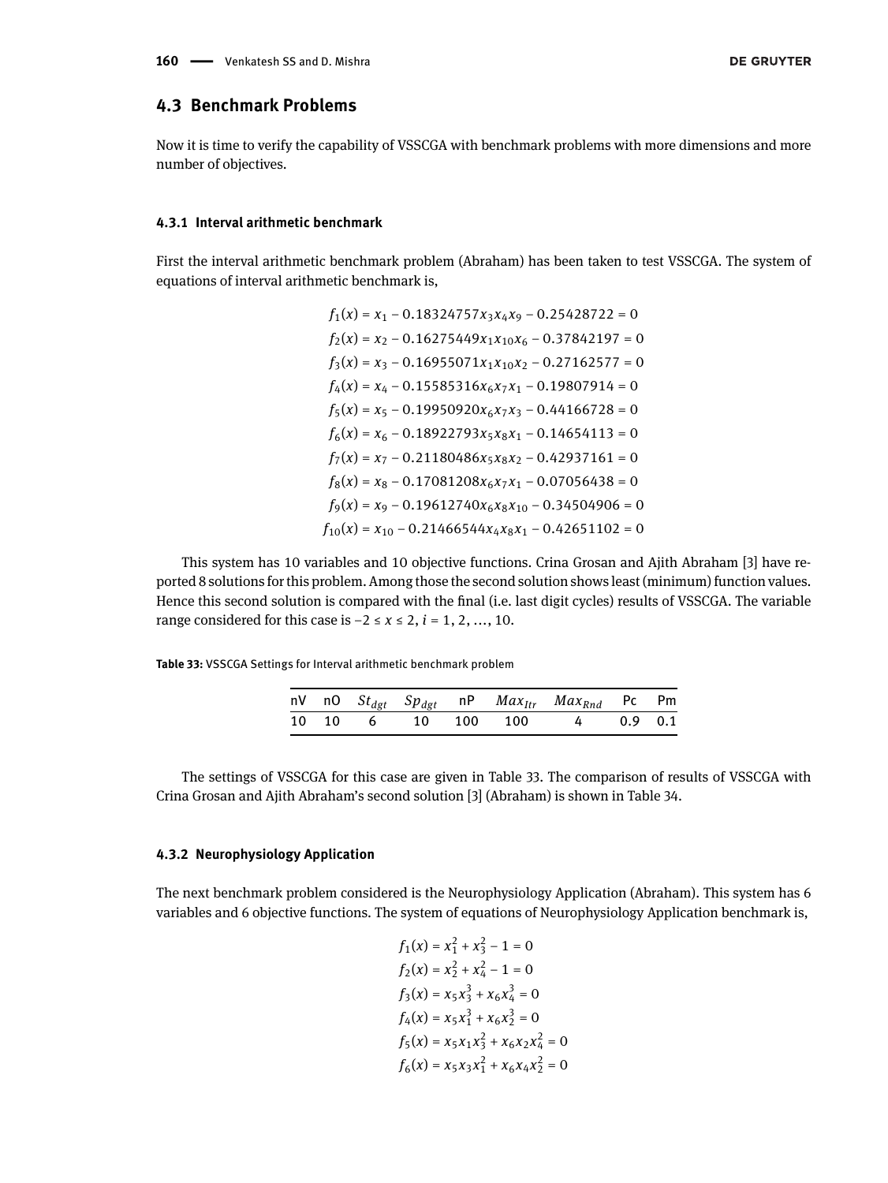## 4.3 Benchmark Problems

Now it is time to verify the capability of VSSCGA with benchmark problems with more dimensions and more number of objectives.

### 4.3.1 Interval arithmetic benchmark

First the interval arithmetic benchmark problem (Abraham) has been taken to test VSSCGA. The system of equations of interval arithmetic benchmark is,

$$
\begin{aligned}
f_1(x) &= x_1 - 0.18324757x_3x_4x_9 - 0.25428722 = 0 \\
f_2(x) &= x_2 - 0.16275449x_1x_{10}x_6 - 0.37842197 = 0 \\
f_3(x) &= x_3 - 0.16955071x_1x_{10}x_2 - 0.27162577 = 0 \\
f_4(x) &= x_4 - 0.15585316x_6x_7x_1 - 0.19807914 = 0 \\
f_5(x) &= x_5 - 0.19950920x_6x_7x_3 - 0.44166728 = 0 \\
f_6(x) &= x_6 - 0.18922793x_5x_8x_1 - 0.14654113 = 0 \\
f_7(x) &= x_7 - 0.21180486x_5x_8x_2 - 0.42937161 = 0 \\
f_8(x) &= x_8 - 0.17081208x_6x_7x_1 - 0.07056438 = 0 \\
f_9(x) &= x_9 - 0.19612740x_6x_8x_{10} - 0.34504906 = 0 \\
f_{10}(x) &= x_{10} - 0.21466544x_4x_8x_1 - 0.42651102 = 0
\end{aligned}
$$

This system has 10 variables and 10 objective functions. Crina Grosan and Ajith Abraham [3] have reported 8 solutions for this problem. Among those the second solution shows least (minimum) function values. Hence this second solution is compared with the final (i.e. last digit cycles) results of VSSCGA. The variable range considered for this case is $-2 \le x \le 2$, $i = 1, 2, \ldots, 10$.

**Table 33:** VSSCGA Settings for Interval arithmetic benchmark problem

| nV | nO | $St_{dgt}$ | $Sp_{dgt}$ | nP | $Max_{Itr}$ | $Max_{Rnd}$ | Pc | Pm |
|---|---|---|---|---|---|---|---|---|
| 10 | 10 | 6 | 10 | 100 | 100 | 4 | 0.9 | 0.1 |

The settings of VSSCGA for this case are given in Table 33. The comparison of results of VSSCGA with Crina Grosan and Ajith Abraham's second solution [3] (Abraham) is shown in Table 34.

### 4.3.2 Neurophysiology Application

The next benchmark problem considered is the Neurophysiology Application (Abraham). This system has 6 variables and 6 objective functions. The system of equations of Neurophysiology Application benchmark is,

$$
\begin{aligned}
f_1(x) &= x_1^2 + x_3^2 - 1 = 0 \\
f_2(x) &= x_2^2 + x_4^2 - 1 = 0 \\
f_3(x) &= x_5x_3^3 + x_6x_4^3 = 0 \\
f_4(x) &= x_5x_1^3 + x_6x_2^3 = 0 \\
f_5(x) &= x_5x_1x_3^2 + x_6x_2x_4^2 = 0 \\
f_6(x) &= x_5x_3x_1^2 + x_6x_4x_2^2 = 0
\end{aligned}
$$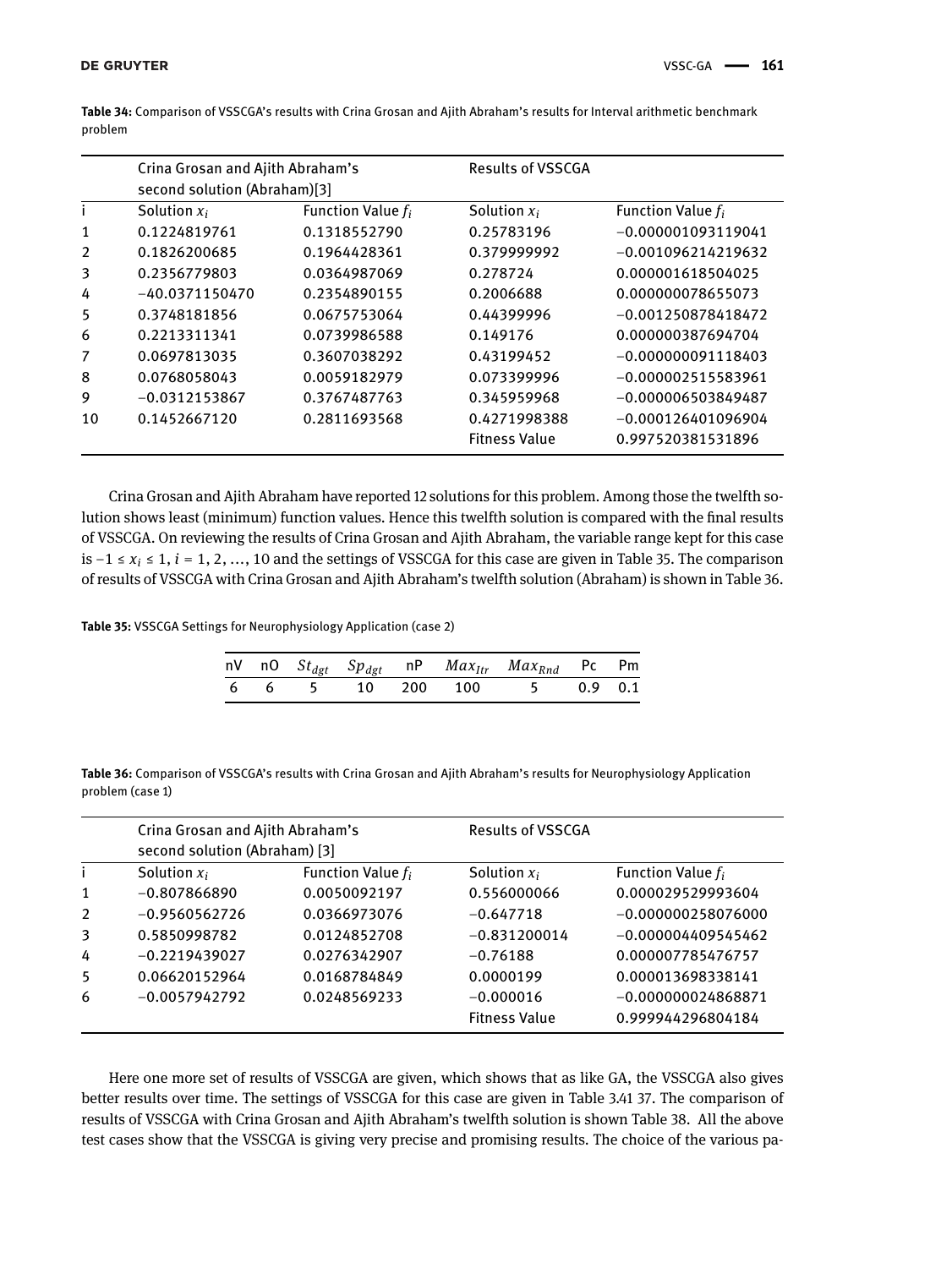**Table 34:** Comparison of VSSCGA's results with Crina Grosan and Ajith Abraham's results for Interval arithmetic benchmark problem

| | Crina Grosan and Ajith Abraham's second solution (Abraham)[3] | | Results of VSSCGA | |
|---|---|---|---|---|
| i | Solution $x_i$ | Function Value $f_i$ | Solution $x_i$ | Function Value $f_i$ |
| 1 | 0.1224819761 | 0.1318552790 | 0.25783196 | −0.000001093119041 |
| 2 | 0.1826200685 | 0.1964428361 | 0.379999992 | −0.001096214219632 |
| 3 | 0.2356779803 | 0.0364987069 | 0.278724 | 0.000001618504025 |
| 4 | −40.0371150470 | 0.2354890155 | 0.2006688 | 0.000000078655073 |
| 5 | 0.3748181856 | 0.0675753064 | 0.44399996 | −0.001250878418472 |
| 6 | 0.2213311341 | 0.0739986588 | 0.149176 | 0.000000387694704 |
| 7 | 0.0697813035 | 0.3607038292 | 0.43199452 | −0.000000091118403 |
| 8 | 0.0768058043 | 0.0059182979 | 0.073399996 | −0.000002515583961 |
| 9 | −0.0312153867 | 0.3767487763 | 0.345959968 | −0.000006503849487 |
| 10 | 0.1452667120 | 0.2811693568 | 0.4271998388 | −0.000126401096904 |
| | | | Fitness Value | 0.997520381531896 |

Crina Grosan and Ajith Abraham have reported 12 solutions for this problem. Among those the twelfth solution shows least (minimum) function values. Hence this twelfth solution is compared with the final results of VSSCGA. On reviewing the results of Crina Grosan and Ajith Abraham, the variable range kept for this case is $-1 \leq x_i \leq 1$, $i = 1, 2, \ldots, 10$ and the settings of VSSCGA for this case are given in Table 35. The comparison of results of VSSCGA with Crina Grosan and Ajith Abraham's twelfth solution (Abraham) is shown in Table 36.

**Table 35:** VSSCGA Settings for Neurophysiology Application (case 2)

| nV | nO | $St_{dgt}$ | $Sp_{dgt}$ | nP | $Max_{Itr}$ | $Max_{Rnd}$ | Pc | Pm |
|---|---|---|---|---|---|---|---|---|
| 6 | 6 | 5 | 10 | 200 | 100 | 5 | 0.9 | 0.1 |

**Table 36:** Comparison of VSSCGA's results with Crina Grosan and Ajith Abraham's results for Neurophysiology Application problem (case 1)

| | Crina Grosan and Ajith Abraham's second solution (Abraham) [3] | | Results of VSSCGA | |
|---|---|---|---|---|
| i | Solution $x_i$ | Function Value $f_i$ | Solution $x_i$ | Function Value $f_i$ |
| 1 | −0.807866890 | 0.0050092197 | 0.556000066 | 0.000029529993604 |
| 2 | −0.9560562726 | 0.0366973076 | −0.647718 | −0.000000258076000 |
| 3 | 0.5850998782 | 0.0124852708 | −0.831200014 | −0.000004409545462 |
| 4 | −0.2219439027 | 0.0276342907 | −0.76188 | 0.000007785476757 |
| 5 | 0.06620152964 | 0.0168784849 | 0.0000199 | 0.000013698338141 |
| 6 | −0.0057942792 | 0.0248569233 | −0.000016 | −0.000000024868871 |
| | | | Fitness Value | 0.999944296804184 |

Here one more set of results of VSSCGA are given, which shows that as like GA, the VSSCGA also gives better results over time. The settings of VSSCGA for this case are given in Table 3.41 37. The comparison of results of VSSCGA with Crina Grosan and Ajith Abraham's twelfth solution is shown Table 38. All the above test cases show that the VSSCGA is giving very precise and promising results. The choice of the various pa-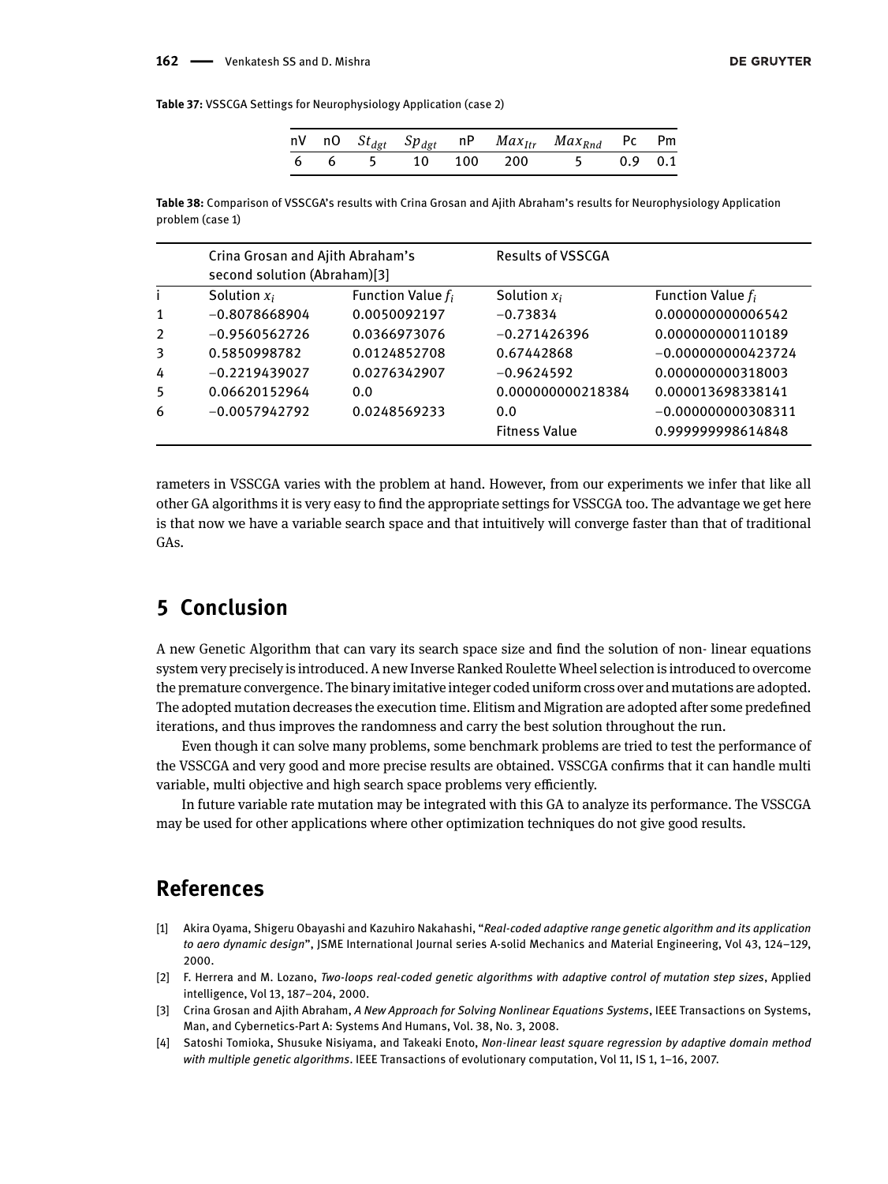**Table 37:** VSSCGA Settings for Neurophysiology Application (case 2)

| nV | nO | $St_{dgt}$ | $Sp_{dgt}$ | nP | $Max_{Itr}$ | $Max_{Rnd}$ | Pc | Pm |
|---|---|---|---|---|---|---|---|---|
| 6 | 6 | 5 | 10 | 100 | 200 | 5 | 0.9 | 0.1 |

**Table 38:** Comparison of VSSCGA's results with Crina Grosan and Ajith Abraham's results for Neurophysiology Application problem (case 1)

| | Crina Grosan and Ajith Abraham's second solution (Abraham)[3] | | Results of VSSCGA | |
|---|---|---|---|---|
| i | Solution $x_i$ | Function Value $f_i$ | Solution $x_i$ | Function Value $f_i$ |
| 1 | −0.8078668904 | 0.0050092197 | −0.73834 | 0.000000000006542 |
| 2 | −0.9560562726 | 0.0366973076 | −0.271426396 | 0.000000000110189 |
| 3 | 0.5850998782 | 0.0124852708 | 0.67442868 | −0.000000000423724 |
| 4 | −0.2219439027 | 0.0276342907 | −0.9624592 | 0.000000000318003 |
| 5 | 0.06620152964 | 0.0 | 0.000000000218384 | 0.000013698338141 |
| 6 | −0.0057942792 | 0.0248569233 | 0.0 | −0.000000000308311 |
| | | | Fitness Value | 0.999999998614848 |

rameters in VSSCGA varies with the problem at hand. However, from our experiments we infer that like all other GA algorithms it is very easy to find the appropriate settings for VSSCGA too. The advantage we get here is that now we have a variable search space and that intuitively will converge faster than that of traditional GAs.

## 5 Conclusion

A new Genetic Algorithm that can vary its search space size and find the solution of non- linear equations system very precisely is introduced. A new Inverse Ranked Roulette Wheel selection is introduced to overcome the premature convergence. The binary imitative integer coded uniform cross over and mutations are adopted. The adopted mutation decreases the execution time. Elitism and Migration are adopted after some predefined iterations, and thus improves the randomness and carry the best solution throughout the run.

Even though it can solve many problems, some benchmark problems are tried to test the performance of the VSSCGA and very good and more precise results are obtained. VSSCGA confirms that it can handle multi variable, multi objective and high search space problems very efficiently.

In future variable rate mutation may be integrated with this GA to analyze its performance. The VSSCGA may be used for other applications where other optimization techniques do not give good results.

## References

[1] Akira Oyama, Shigeru Obayashi and Kazuhiro Nakahashi, "*Real-coded adaptive range genetic algorithm and its application to aero dynamic design*", JSME International Journal series A-solid Mechanics and Material Engineering, Vol 43, 124–129, 2000.

[2] F. Herrera and M. Lozano, *Two-loops real-coded genetic algorithms with adaptive control of mutation step sizes*, Applied intelligence, Vol 13, 187–204, 2000.

[3] Crina Grosan and Ajith Abraham, *A New Approach for Solving Nonlinear Equations Systems*, IEEE Transactions on Systems, Man, and Cybernetics-Part A: Systems And Humans, Vol. 38, No. 3, 2008.

[4] Satoshi Tomioka, Shusuke Nisiyama, and Takeaki Enoto, *Non-linear least square regression by adaptive domain method with multiple genetic algorithms*. IEEE Transactions of evolutionary computation, Vol 11, IS 1, 1–16, 2007.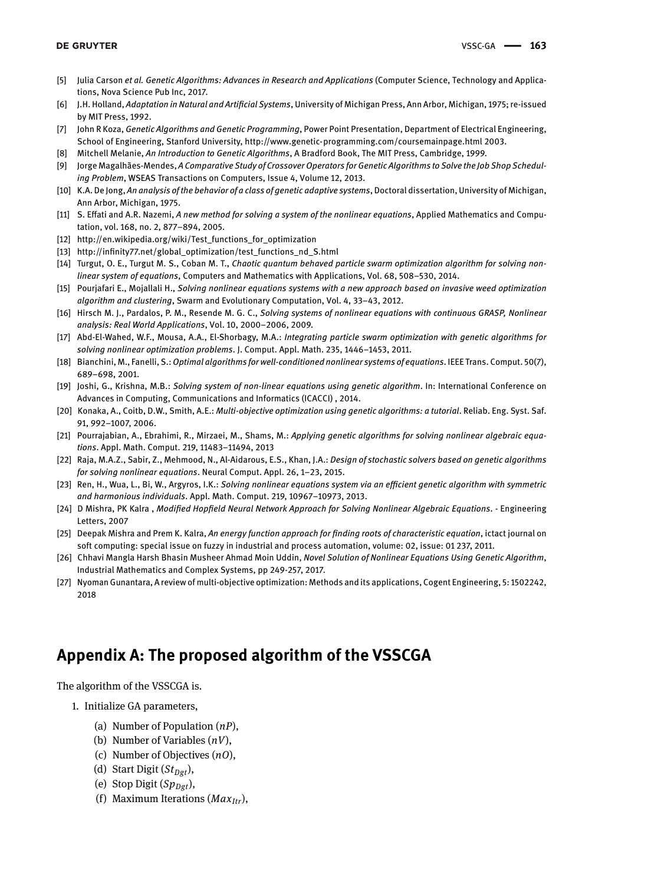[5] Julia Carson *et al. Genetic Algorithms: Advances in Research and Applications* (Computer Science, Technology and Applications, Nova Science Pub Inc, 2017.

[6] J.H. Holland, *Adaptation in Natural and Artificial Systems*, University of Michigan Press, Ann Arbor, Michigan, 1975; re-issued by MIT Press, 1992.

[7] John R Koza, *Genetic Algorithms and Genetic Programming*, Power Point Presentation, Department of Electrical Engineering, School of Engineering, Stanford University, http://www.genetic-programming.com/coursemainpage.html 2003.

[8] Mitchell Melanie, *An Introduction to Genetic Algorithms*, A Bradford Book, The MIT Press, Cambridge, 1999.

[9] Jorge Magalhães-Mendes, *A Comparative Study of Crossover Operators for Genetic Algorithms to Solve the Job Shop Scheduling Problem*, WSEAS Transactions on Computers, Issue 4, Volume 12, 2013.

[10] K.A. De Jong, *An analysis of the behavior of a class of genetic adaptive systems*, Doctoral dissertation, University of Michigan, Ann Arbor, Michigan, 1975.

[11] S. Effati and A.R. Nazemi, *A new method for solving a system of the nonlinear equations*, Applied Mathematics and Computation, vol. 168, no. 2, 877–894, 2005.

[12] http://en.wikipedia.org/wiki/Test_functions_for_optimization

[13] http://infinity77.net/global_optimization/test_functions_nd_S.html

[14] Turgut, O. E., Turgut M. S., Coban M. T., *Chaotic quantum behaved particle swarm optimization algorithm for solving nonlinear system of equations*, Computers and Mathematics with Applications, Vol. 68, 508–530, 2014.

[15] Pourjafari E., Mojallali H., *Solving nonlinear equations systems with a new approach based on invasive weed optimization algorithm and clustering*, Swarm and Evolutionary Computation, Vol. 4, 33–43, 2012.

[16] Hirsch M. J., Pardalos, P. M., Resende M. G. C., *Solving systems of nonlinear equations with continuous GRASP, Nonlinear analysis: Real World Applications*, Vol. 10, 2000–2006, 2009.

[17] Abd-El-Wahed, W.F., Mousa, A.A., El-Shorbagy, M.A.: *Integrating particle swarm optimization with genetic algorithms for solving nonlinear optimization problems*. J. Comput. Appl. Math. 235, 1446–1453, 2011.

[18] Bianchini, M., Fanelli, S.: *Optimal algorithms for well-conditioned nonlinear systems of equations*. IEEE Trans. Comput. 50(7), 689–698, 2001.

[19] Joshi, G., Krishna, M.B.: *Solving system of non-linear equations using genetic algorithm*. In: International Conference on Advances in Computing, Communications and Informatics (ICACCI) , 2014.

[20] Konaka, A., Coitb, D.W., Smith, A.E.: *Multi-objective optimization using genetic algorithms: a tutorial*. Reliab. Eng. Syst. Saf. 91, 992–1007, 2006.

[21] Pourrajabian, A., Ebrahimi, R., Mirzaei, M., Shams, M.: *Applying genetic algorithms for solving nonlinear algebraic equations*. Appl. Math. Comput. 219, 11483–11494, 2013

[22] Raja, M.A.Z., Sabir, Z., Mehmood, N., Al-Aidarous, E.S., Khan, J.A.: *Design of stochastic solvers based on genetic algorithms for solving nonlinear equations*. Neural Comput. Appl. 26, 1–23, 2015.

[23] Ren, H., Wua, L., Bi, W., Argyros, I.K.: *Solving nonlinear equations system via an efficient genetic algorithm with symmetric and harmonious individuals*. Appl. Math. Comput. 219, 10967–10973, 2013.

[24] D Mishra, PK Kalra , *Modified Hopfield Neural Network Approach for Solving Nonlinear Algebraic Equations*. - Engineering Letters, 2007

[25] Deepak Mishra and Prem K. Kalra, *An energy function approach for finding roots of characteristic equation*, ictact journal on soft computing: special issue on fuzzy in industrial and process automation, volume: 02, issue: 01 237, 2011.

[26] Chhavi Mangla Harsh Bhasin Musheer Ahmad Moin Uddin, *Novel Solution of Nonlinear Equations Using Genetic Algorithm*, Industrial Mathematics and Complex Systems, pp 249-257, 2017.

[27] Nyoman Gunantara, A review of multi-objective optimization: Methods and its applications, Cogent Engineering, 5: 1502242, 2018

## Appendix A: The proposed algorithm of the VSSCGA

The algorithm of the VSSCGA is.

1. Initialize GA parameters,
   (a) Number of Population ($nP$),
   (b) Number of Variables ($nV$),
   (c) Number of Objectives ($nO$),
   (d) Start Digit ($St_{Dgt}$),
   (e) Stop Digit ($Sp_{Dgt}$),
   (f) Maximum Iterations ($Max_{Itr}$),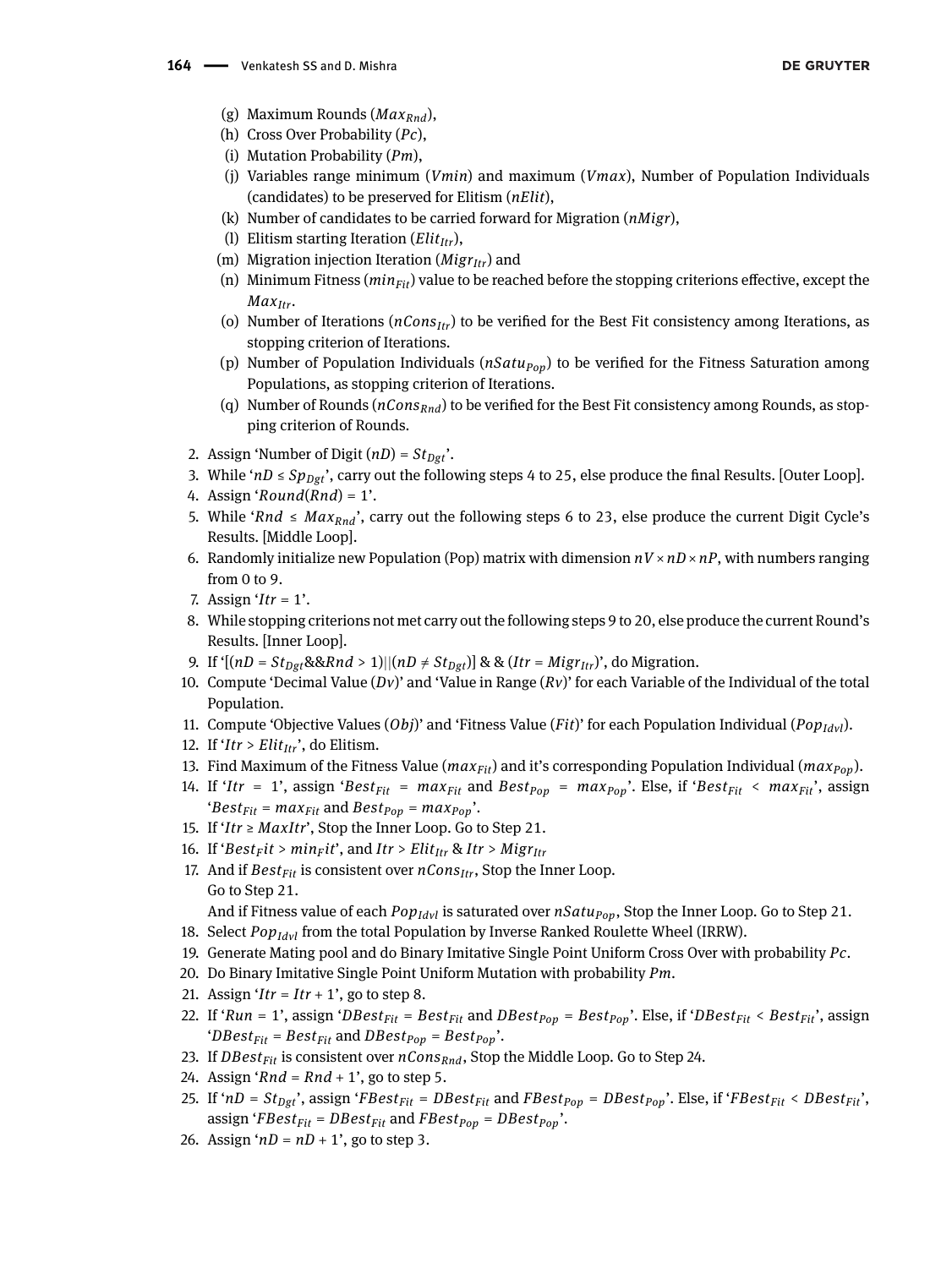(g) Maximum Rounds ($Max_{Rnd}$),
(h) Cross Over Probability ($Pc$),
(i) Mutation Probability ($Pm$),
(j) Variables range minimum ($Vmin$) and maximum ($Vmax$), Number of Population Individuals (candidates) to be preserved for Elitism ($nElit$),
(k) Number of candidates to be carried forward for Migration ($nMigr$),
(l) Elitism starting Iteration ($Elit_{Itr}$),
(m) Migration injection Iteration ($Migr_{Itr}$) and
(n) Minimum Fitness ($min_{Fit}$) value to be reached before the stopping criterions effective, except the $Max_{Itr}$.
(o) Number of Iterations ($nCons_{Itr}$) to be verified for the Best Fit consistency among Iterations, as stopping criterion of Iterations.
(p) Number of Population Individuals ($nSatu_{Pop}$) to be verified for the Fitness Saturation among Populations, as stopping criterion of Iterations.
(q) Number of Rounds ($nCons_{Rnd}$) to be verified for the Best Fit consistency among Rounds, as stopping criterion of Rounds.

2. Assign 'Number of Digit ($nD$) = $St_{Dgt}$'.
3. While '$nD \leq Sp_{Dgt}$', carry out the following steps 4 to 25, else produce the final Results. [Outer Loop].
4. Assign '$Round(Rnd)$ = 1'.
5. While '$Rnd \leq Max_{Rnd}$', carry out the following steps 6 to 23, else produce the current Digit Cycle's Results. [Middle Loop].
6. Randomly initialize new Population (Pop) matrix with dimension $nV \times nD \times nP$, with numbers ranging from 0 to 9.
7. Assign '$Itr$ = 1'.
8. While stopping criterions not met carry out the following steps 9 to 20, else produce the current Round's Results. [Inner Loop].
9. If '$[(nD = St_{Dgt} \&\& Rnd > 1) || (nD \neq St_{Dgt})] \; \& \; \& \; (Itr = Migr_{Itr})$', do Migration.
10. Compute 'Decimal Value ($Dv$)' and 'Value in Range ($Rv$)' for each Variable of the Individual of the total Population.
11. Compute 'Objective Values ($Obj$)' and 'Fitness Value ($Fit$)' for each Population Individual ($Pop_{Idvl}$).
12. If '$Itr > Elit_{Itr}$', do Elitism.
13. Find Maximum of the Fitness Value ($max_{Fit}$) and it's corresponding Population Individual ($max_{Pop}$).
14. If '$Itr$ = 1', assign '$Best_{Fit} = max_{Fit}$ and $Best_{Pop} = max_{Pop}$'. Else, if '$Best_{Fit} < max_{Fit}$', assign '$Best_{Fit} = max_{Fit}$ and $Best_{Pop} = max_{Pop}$'.
15. If '$Itr \geq MaxItr$', Stop the Inner Loop. Go to Step 21.
16. If '$Best_{F}it > min_{F}it$', and $Itr > Elit_{Itr}$ & $Itr > Migr_{Itr}$
17. And if $Best_{Fit}$ is consistent over $nCons_{Itr}$, Stop the Inner Loop. Go to Step 21.
    And if Fitness value of each $Pop_{Idvl}$ is saturated over $nSatu_{Pop}$, Stop the Inner Loop. Go to Step 21.
18. Select $Pop_{Idvl}$ from the total Population by Inverse Ranked Roulette Wheel (IRRW).
19. Generate Mating pool and do Binary Imitative Single Point Uniform Cross Over with probability $Pc$.
20. Do Binary Imitative Single Point Uniform Mutation with probability $Pm$.
21. Assign '$Itr = Itr + 1$', go to step 8.
22. If '$Run$ = 1', assign '$DBest_{Fit} = Best_{Fit}$ and $DBest_{Pop} = Best_{Pop}$'. Else, if '$DBest_{Fit} < Best_{Fit}$', assign '$DBest_{Fit} = Best_{Fit}$ and $DBest_{Pop} = Best_{Pop}$'.
23. If $DBest_{Fit}$ is consistent over $nCons_{Rnd}$, Stop the Middle Loop. Go to Step 24.
24. Assign '$Rnd = Rnd + 1$', go to step 5.
25. If '$nD = St_{Dgt}$', assign '$FBest_{Fit} = DBest_{Fit}$ and $FBest_{Pop} = DBest_{Pop}$'. Else, if '$FBest_{Fit} < DBest_{Fit}$', assign '$FBest_{Fit} = DBest_{Fit}$ and $FBest_{Pop} = DBest_{Pop}$'.
26. Assign '$nD = nD + 1$', go to step 3.